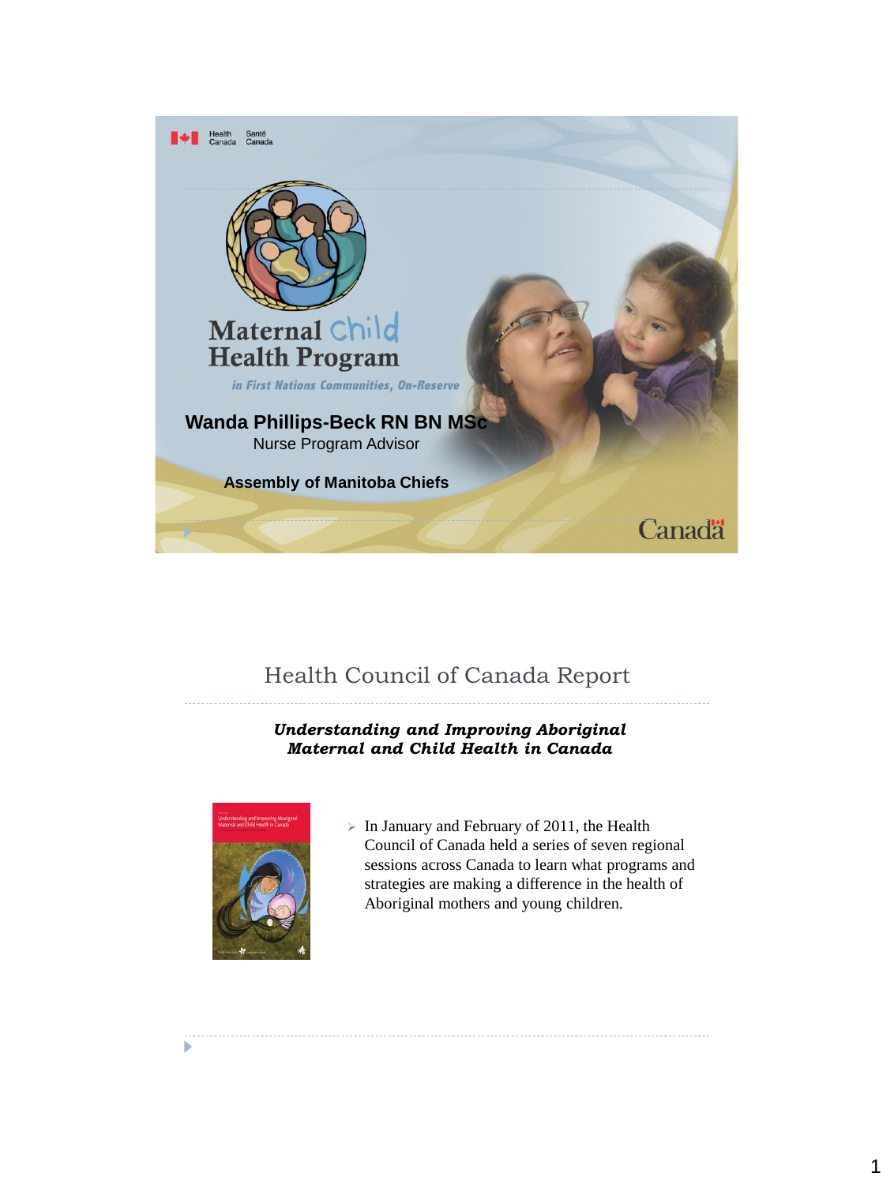Health Canada Santé Canada

# Maternal Child Health Program

*in First Nations Communities, On-Reserve*

**Wanda Phillips-Beck RN BN MSc**

Nurse Program Advisor

**Assembly of Manitoba Chiefs**

Canada

## Health Council of Canada Report

***Understanding and Improving Aboriginal Maternal and Child Health in Canada***

- In January and February of 2011, the Health Council of Canada held a series of seven regional sessions across Canada to learn what programs and strategies are making a difference in the health of Aboriginal mothers and young children.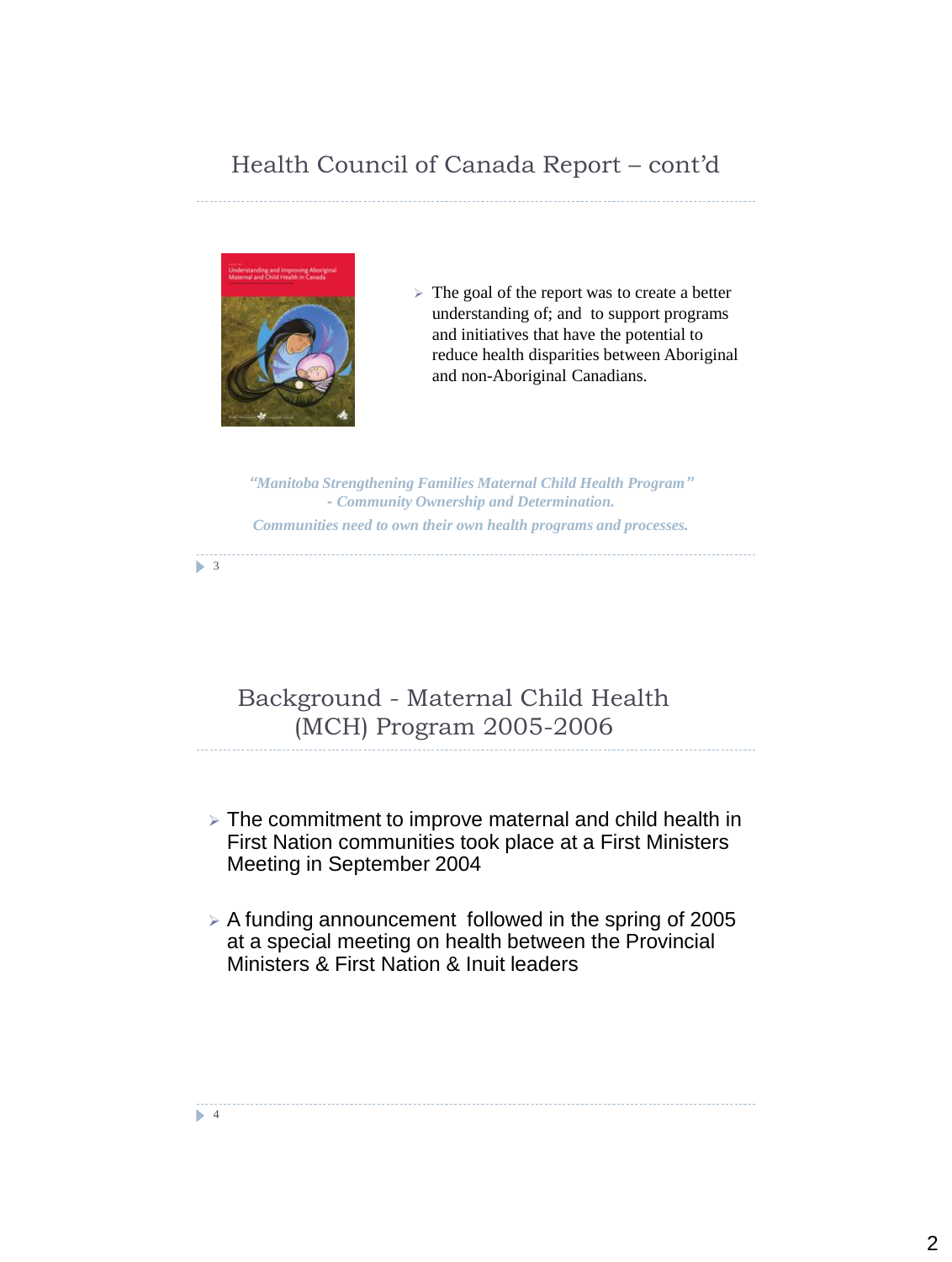## Health Council of Canada Report – cont'd

- The goal of the report was to create a better understanding of; and to support programs and initiatives that have the potential to reduce health disparities between Aboriginal and non-Aboriginal Canadians.

*"Manitoba Strengthening Families Maternal Child Health Program" - Community Ownership and Determination.*

*Communities need to own their own health programs and processes.*

## Background - Maternal Child Health (MCH) Program 2005-2006

- The commitment to improve maternal and child health in First Nation communities took place at a First Ministers Meeting in September 2004
- A funding announcement followed in the spring of 2005 at a special meeting on health between the Provincial Ministers & First Nation & Inuit leaders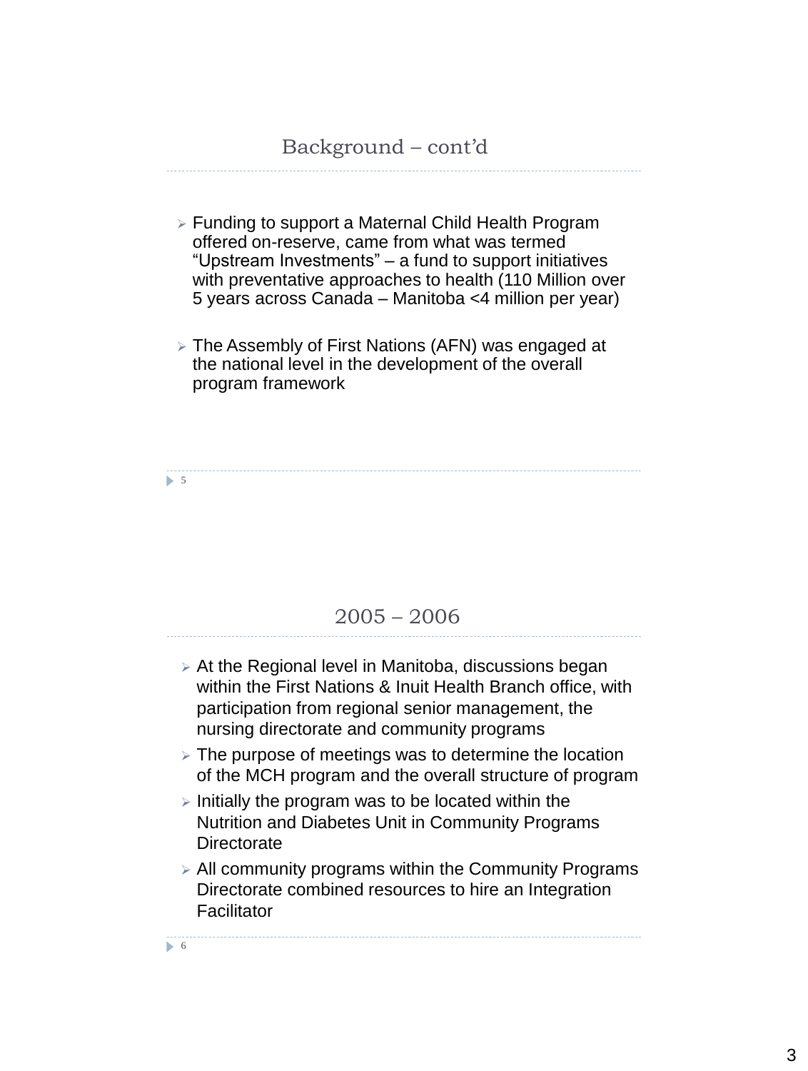## Background – cont'd

- Funding to support a Maternal Child Health Program offered on-reserve, came from what was termed "Upstream Investments" – a fund to support initiatives with preventative approaches to health (110 Million over 5 years across Canada – Manitoba <4 million per year)
- The Assembly of First Nations (AFN) was engaged at the national level in the development of the overall program framework

## 2005 – 2006

- At the Regional level in Manitoba, discussions began within the First Nations & Inuit Health Branch office, with participation from regional senior management, the nursing directorate and community programs
- The purpose of meetings was to determine the location of the MCH program and the overall structure of program
- Initially the program was to be located within the Nutrition and Diabetes Unit in Community Programs Directorate
- All community programs within the Community Programs Directorate combined resources to hire an Integration Facilitator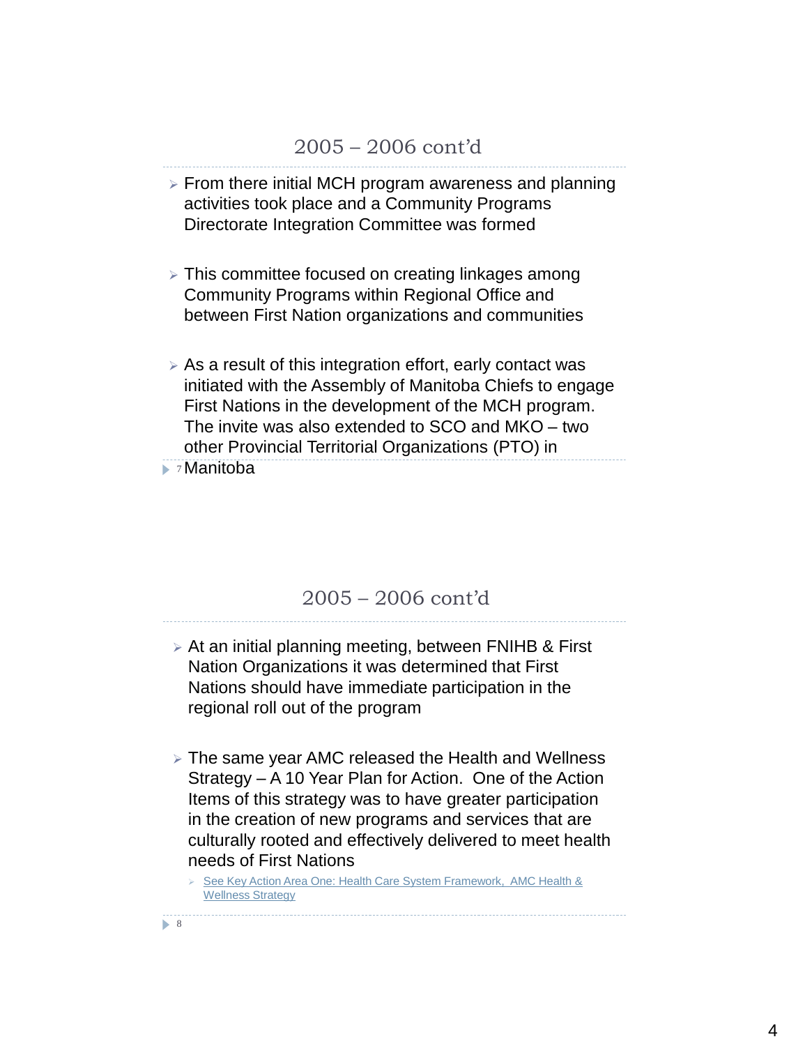## 2005 – 2006 cont'd

- From there initial MCH program awareness and planning activities took place and a Community Programs Directorate Integration Committee was formed
- This committee focused on creating linkages among Community Programs within Regional Office and between First Nation organizations and communities
- As a result of this integration effort, early contact was initiated with the Assembly of Manitoba Chiefs to engage First Nations in the development of the MCH program. The invite was also extended to SCO and MKO – two other Provincial Territorial Organizations (PTO) in Manitoba

## 2005 – 2006 cont'd

- At an initial planning meeting, between FNIHB & First Nation Organizations it was determined that First Nations should have immediate participation in the regional roll out of the program
- The same year AMC released the Health and Wellness Strategy – A 10 Year Plan for Action. One of the Action Items of this strategy was to have greater participation in the creation of new programs and services that are culturally rooted and effectively delivered to meet health needs of First Nations
  - See Key Action Area One: Health Care System Framework, AMC Health & Wellness Strategy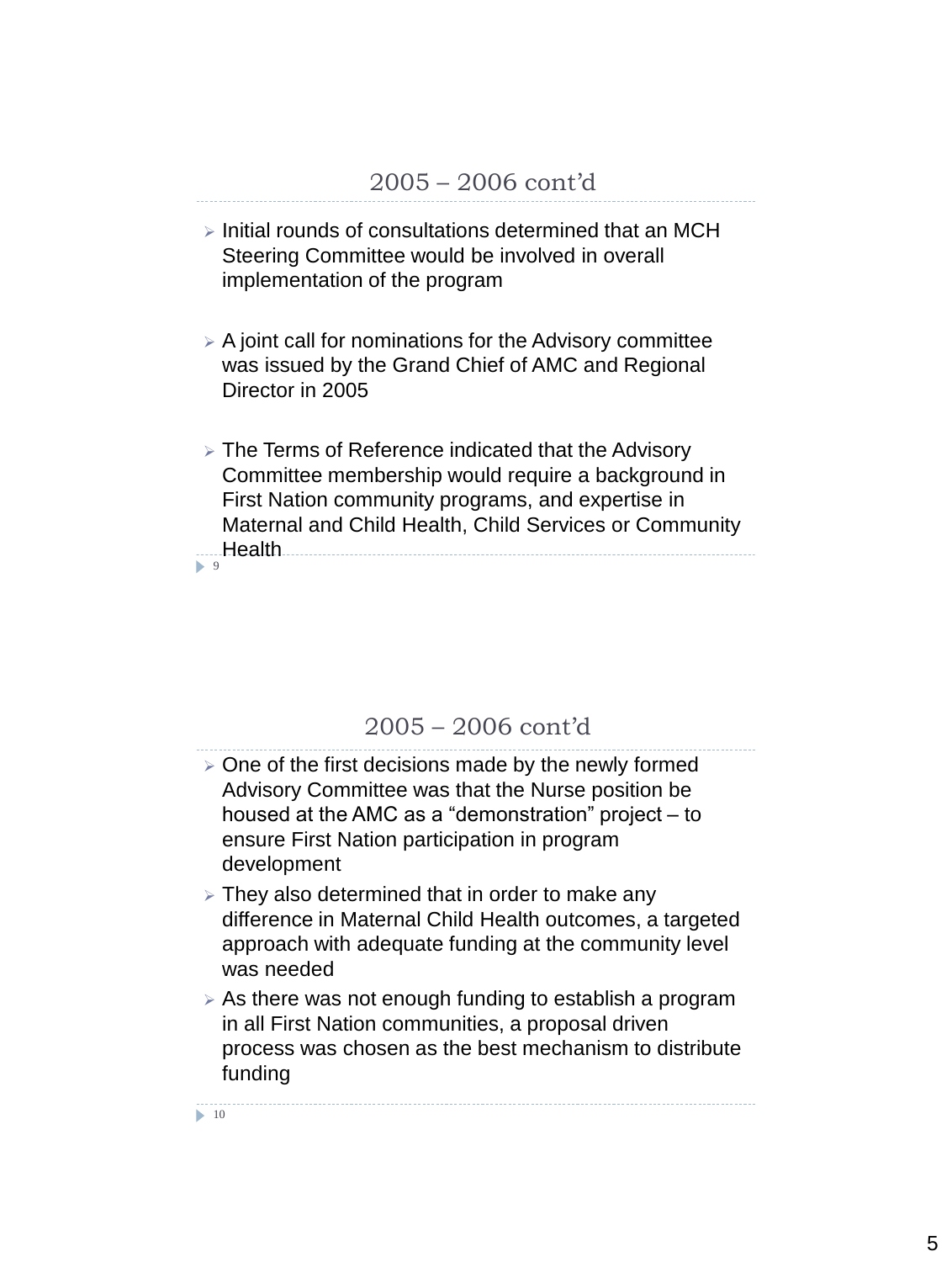## 2005 – 2006 cont'd

- Initial rounds of consultations determined that an MCH Steering Committee would be involved in overall implementation of the program
- A joint call for nominations for the Advisory committee was issued by the Grand Chief of AMC and Regional Director in 2005
- The Terms of Reference indicated that the Advisory Committee membership would require a background in First Nation community programs, and expertise in Maternal and Child Health, Child Services or Community Health

## 2005 – 2006 cont'd

- One of the first decisions made by the newly formed Advisory Committee was that the Nurse position be housed at the AMC as a "demonstration" project – to ensure First Nation participation in program development
- They also determined that in order to make any difference in Maternal Child Health outcomes, a targeted approach with adequate funding at the community level was needed
- As there was not enough funding to establish a program in all First Nation communities, a proposal driven process was chosen as the best mechanism to distribute funding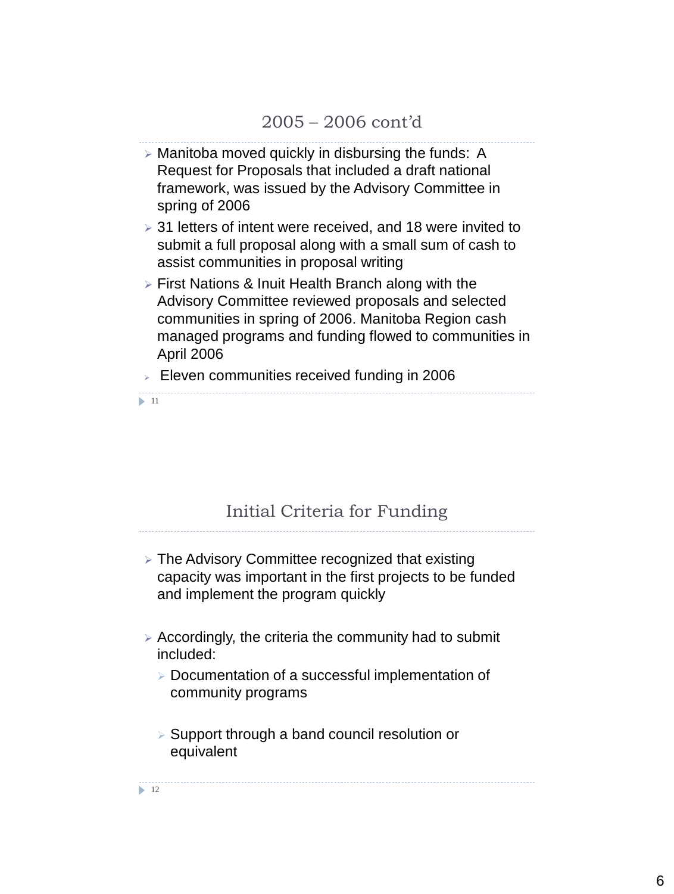## 2005 – 2006 cont'd

- Manitoba moved quickly in disbursing the funds: A Request for Proposals that included a draft national framework, was issued by the Advisory Committee in spring of 2006
- 31 letters of intent were received, and 18 were invited to submit a full proposal along with a small sum of cash to assist communities in proposal writing
- First Nations & Inuit Health Branch along with the Advisory Committee reviewed proposals and selected communities in spring of 2006. Manitoba Region cash managed programs and funding flowed to communities in April 2006
- Eleven communities received funding in 2006

## Initial Criteria for Funding

- The Advisory Committee recognized that existing capacity was important in the first projects to be funded and implement the program quickly
- Accordingly, the criteria the community had to submit included:
  - Documentation of a successful implementation of community programs
  - Support through a band council resolution or equivalent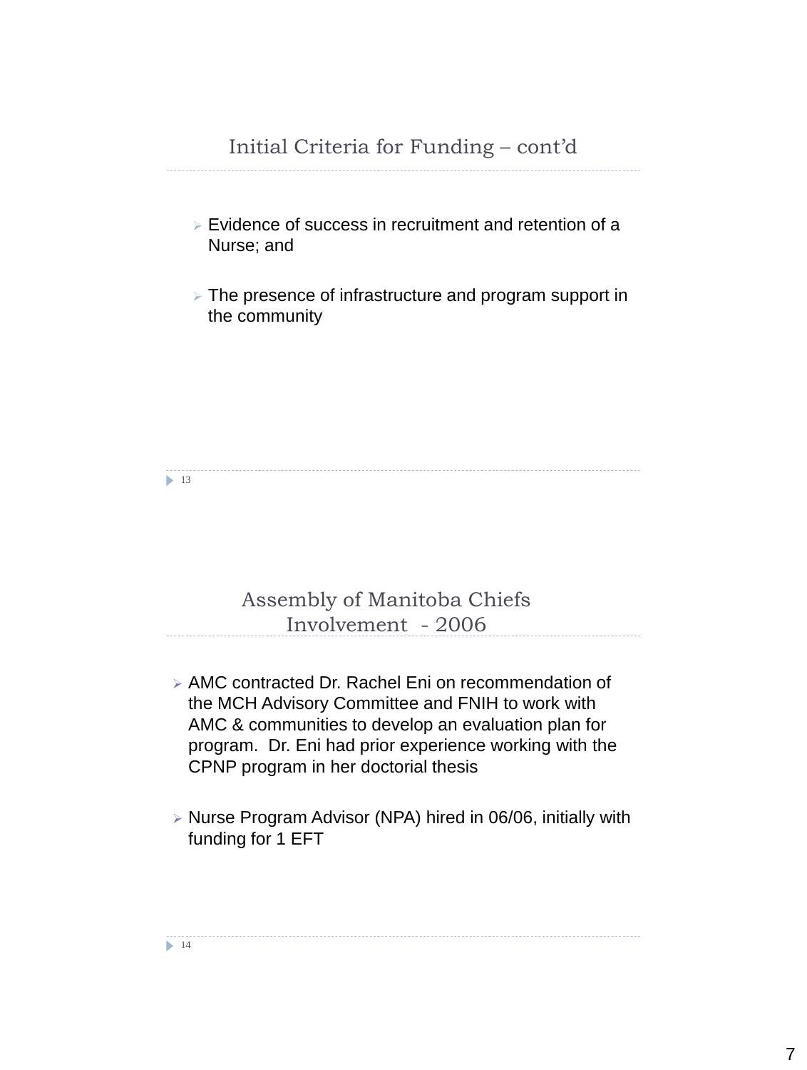## Initial Criteria for Funding – cont'd

- Evidence of success in recruitment and retention of a Nurse; and
- The presence of infrastructure and program support in the community

## Assembly of Manitoba Chiefs Involvement - 2006

- AMC contracted Dr. Rachel Eni on recommendation of the MCH Advisory Committee and FNIH to work with AMC & communities to develop an evaluation plan for program. Dr. Eni had prior experience working with the CPNP program in her doctorial thesis
- Nurse Program Advisor (NPA) hired in 06/06, initially with funding for 1 EFT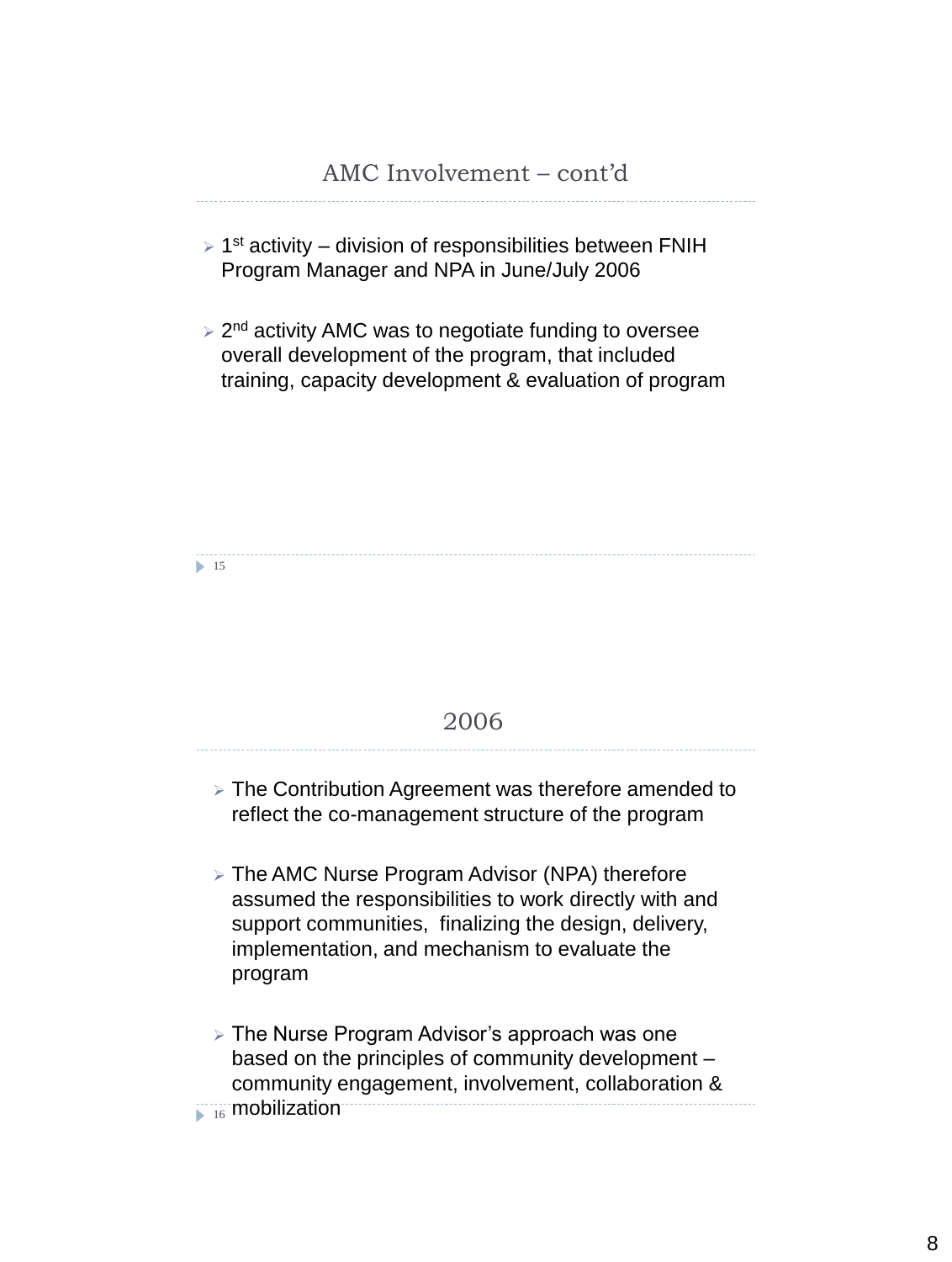## AMC Involvement – cont'd

- 1st activity – division of responsibilities between FNIH Program Manager and NPA in June/July 2006
- 2nd activity AMC was to negotiate funding to oversee overall development of the program, that included training, capacity development & evaluation of program

## 2006

- The Contribution Agreement was therefore amended to reflect the co-management structure of the program
- The AMC Nurse Program Advisor (NPA) therefore assumed the responsibilities to work directly with and support communities, finalizing the design, delivery, implementation, and mechanism to evaluate the program
- The Nurse Program Advisor's approach was one based on the principles of community development – community engagement, involvement, collaboration & mobilization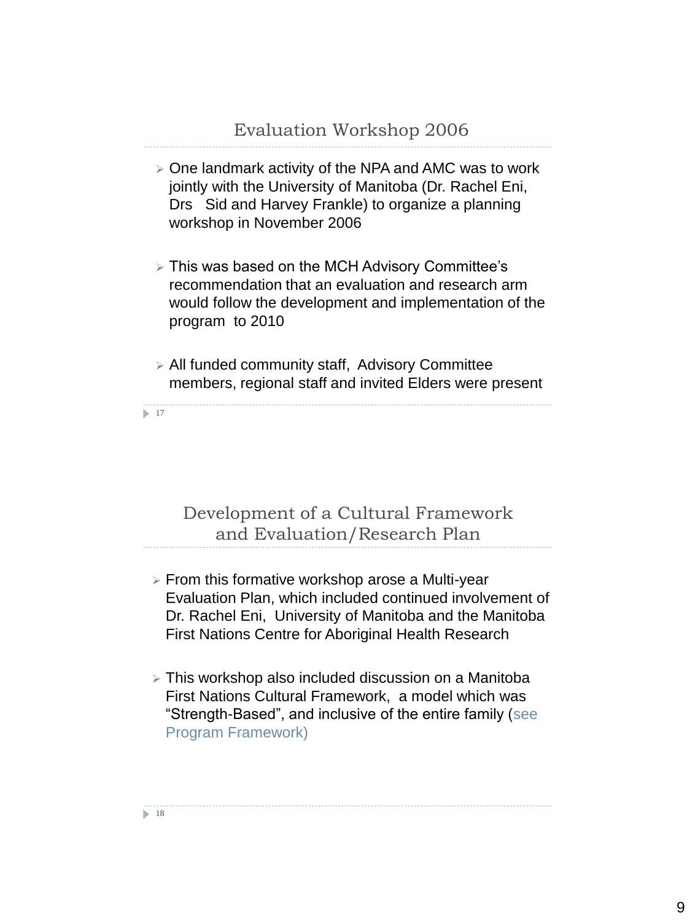## Evaluation Workshop 2006

- One landmark activity of the NPA and AMC was to work jointly with the University of Manitoba (Dr. Rachel Eni, Drs Sid and Harvey Frankle) to organize a planning workshop in November 2006
- This was based on the MCH Advisory Committee's recommendation that an evaluation and research arm would follow the development and implementation of the program to 2010
- All funded community staff, Advisory Committee members, regional staff and invited Elders were present

## Development of a Cultural Framework and Evaluation/Research Plan

- From this formative workshop arose a Multi-year Evaluation Plan, which included continued involvement of Dr. Rachel Eni, University of Manitoba and the Manitoba First Nations Centre for Aboriginal Health Research
- This workshop also included discussion on a Manitoba First Nations Cultural Framework, a model which was "Strength-Based", and inclusive of the entire family (see Program Framework)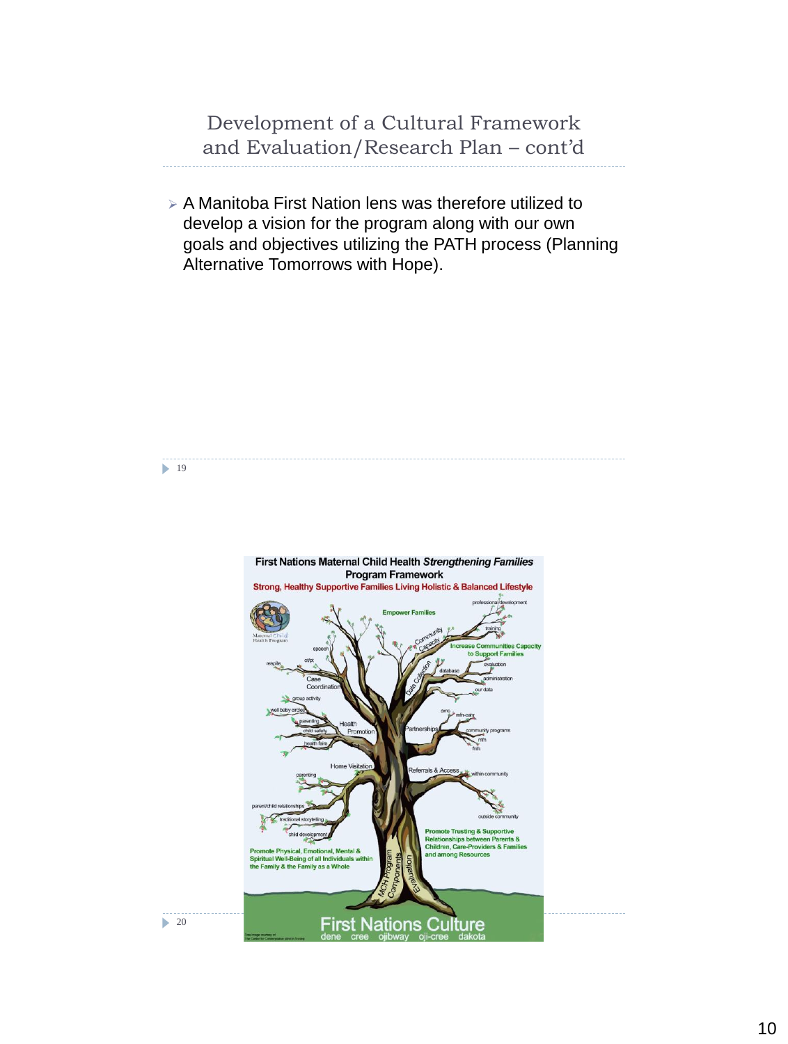## Development of a Cultural Framework and Evaluation/Research Plan – cont'd

- A Manitoba First Nation lens was therefore utilized to develop a vision for the program along with our own goals and objectives utilizing the PATH process (Planning Alternative Tomorrows with Hope).

**First Nations Maternal Child Health *Strengthening Families* Program Framework**

**Strong, Healthy Supportive Families Living Holistic & Balanced Lifestyle**

Empower Families

Increase Communities Capacity to Support Families

Promote Trusting & Supportive Relationships between Parents & Children, Care-Providers & Families and among Resources

Promote Physical, Emotional, Mental & Spiritual Well-Being of all Individuals within the Family & the Family as a Whole

Community Capacity: professional development, training

Data Collection: evaluation, database, administration, our data

Case Coordination: speech, ot/pt, respite

Health Promotion: group activity, well baby circles, parenting, child safety, health fairs

Partnerships: amc, mfn-cahr, community programs, mfn, fnih

Home Visitation: parenting, parent/child relationships, traditional storytelling, child development

Referrals & Access: within community, outside community

MCH Program Components

Evaluation

**First Nations Culture**

dene cree ojibway oji-cree dakota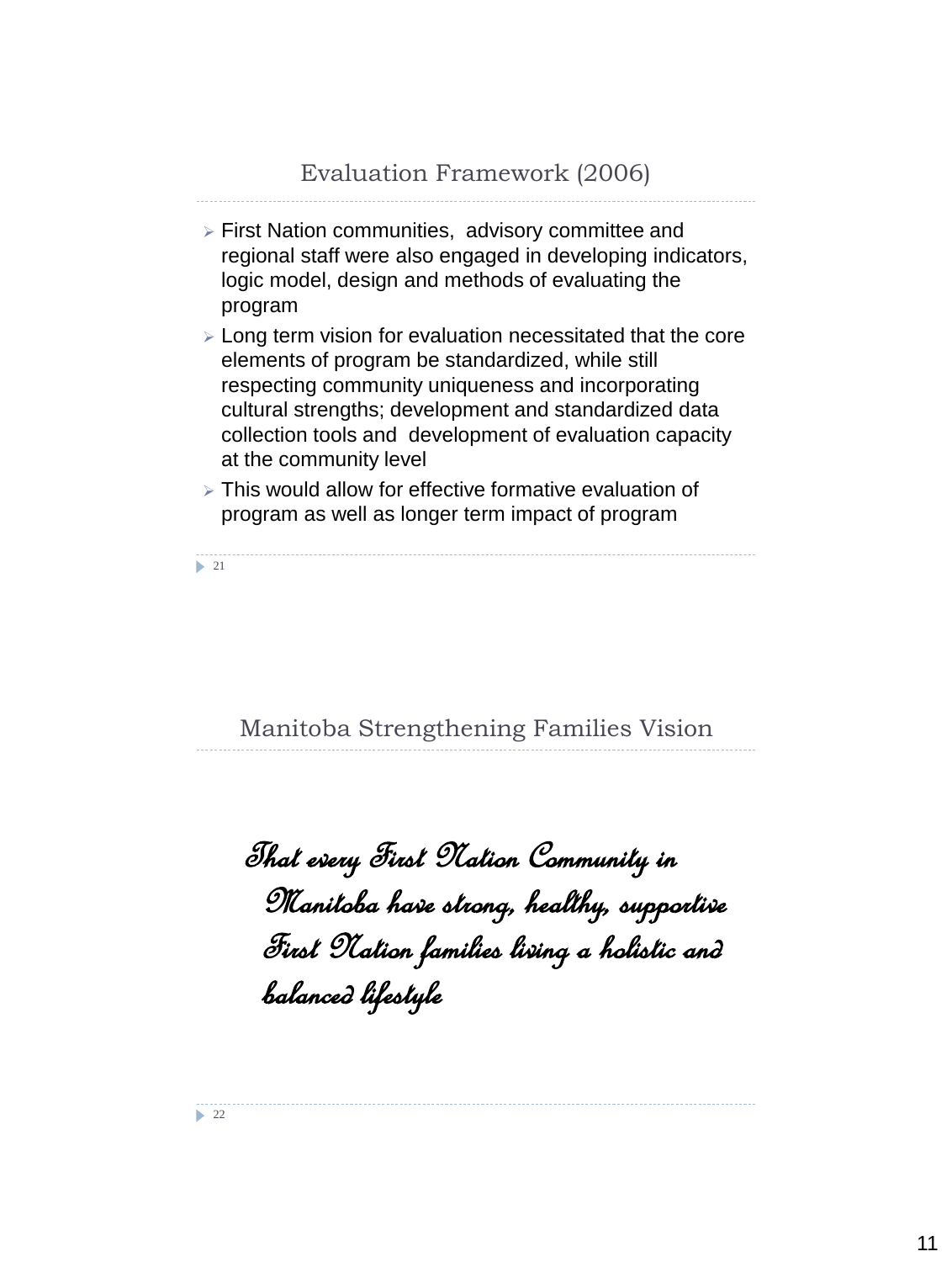## Evaluation Framework (2006)

- First Nation communities, advisory committee and regional staff were also engaged in developing indicators, logic model, design and methods of evaluating the program
- Long term vision for evaluation necessitated that the core elements of program be standardized, while still respecting community uniqueness and incorporating cultural strengths; development and standardized data collection tools and development of evaluation capacity at the community level
- This would allow for effective formative evaluation of program as well as longer term impact of program

## Manitoba Strengthening Families Vision

*That every First Nation Community in Manitoba have strong, healthy, supportive First Nation families living a holistic and balanced lifestyle*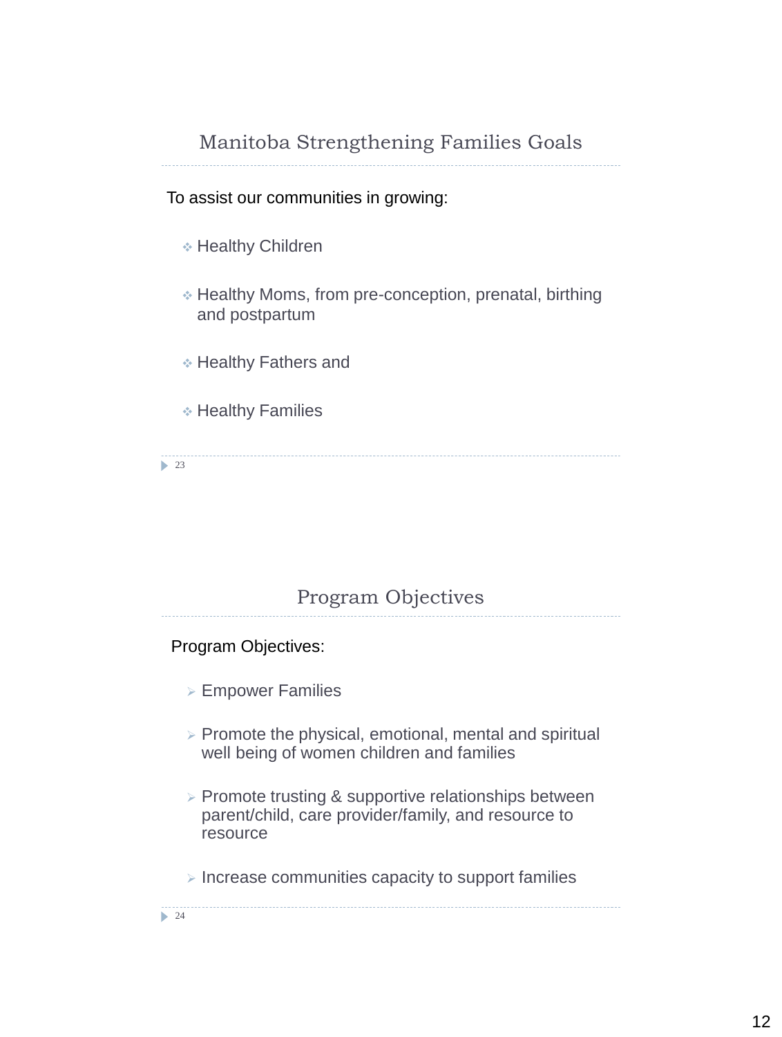## Manitoba Strengthening Families Goals

To assist our communities in growing:

- Healthy Children
- Healthy Moms, from pre-conception, prenatal, birthing and postpartum
- Healthy Fathers and
- Healthy Families

## Program Objectives

Program Objectives:

- Empower Families
- Promote the physical, emotional, mental and spiritual well being of women children and families
- Promote trusting & supportive relationships between parent/child, care provider/family, and resource to resource
- Increase communities capacity to support families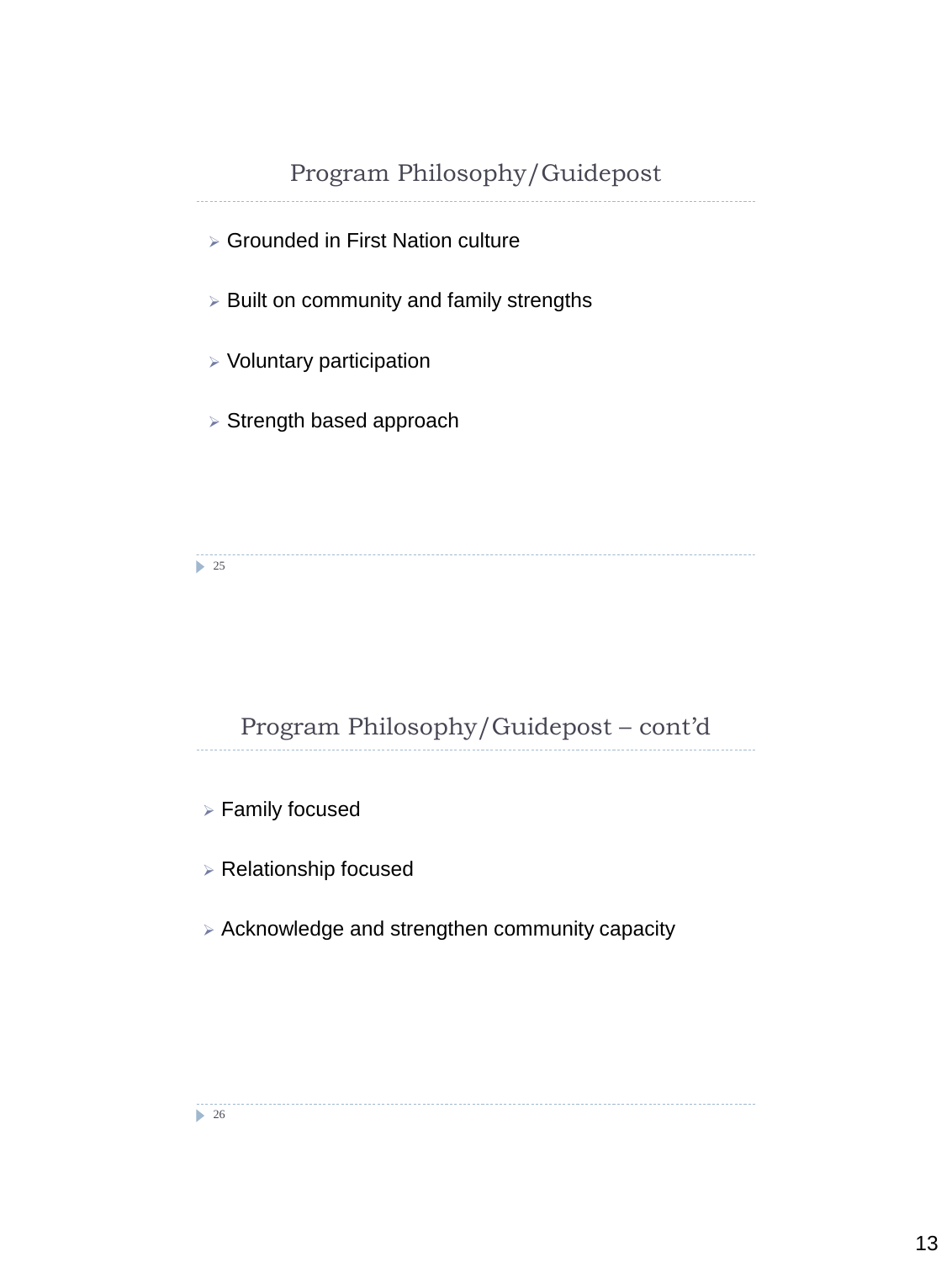## Program Philosophy/Guidepost

- Grounded in First Nation culture
- Built on community and family strengths
- Voluntary participation
- Strength based approach

## Program Philosophy/Guidepost – cont'd

- Family focused
- Relationship focused
- Acknowledge and strengthen community capacity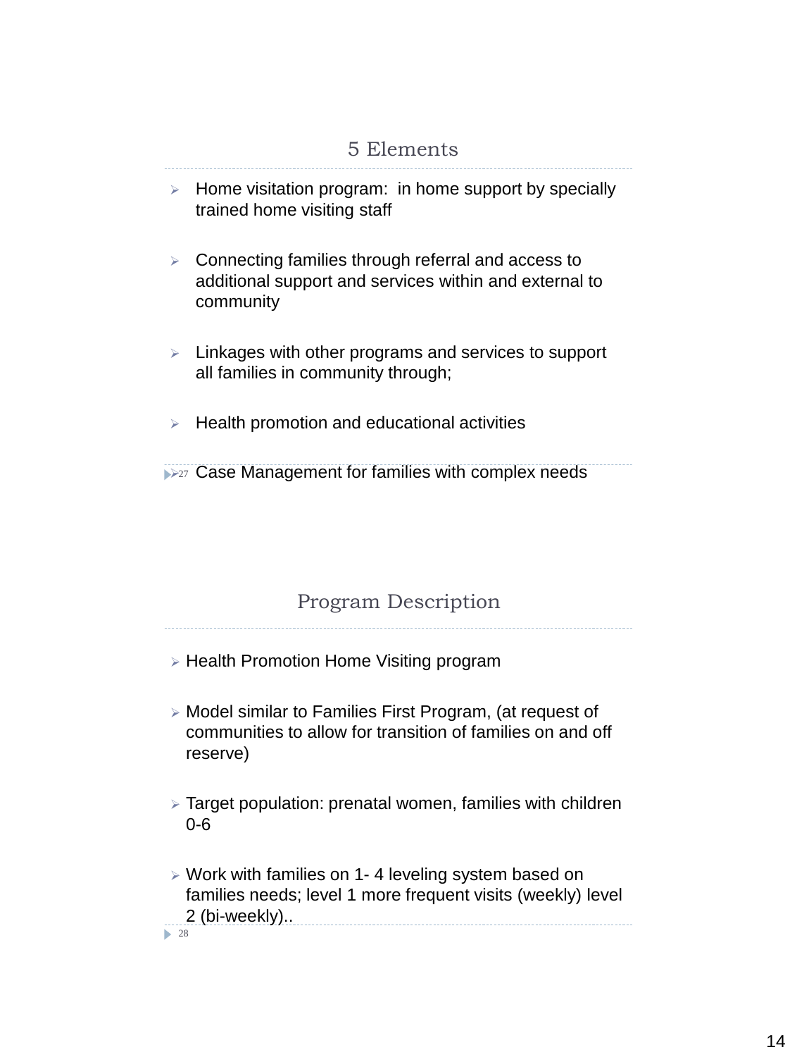## 5 Elements

- Home visitation program: in home support by specially trained home visiting staff
- Connecting families through referral and access to additional support and services within and external to community
- Linkages with other programs and services to support all families in community through;
- Health promotion and educational activities
- Case Management for families with complex needs

## Program Description

- Health Promotion Home Visiting program
- Model similar to Families First Program, (at request of communities to allow for transition of families on and off reserve)
- Target population: prenatal women, families with children 0-6
- Work with families on 1- 4 leveling system based on families needs; level 1 more frequent visits (weekly) level 2 (bi-weekly)..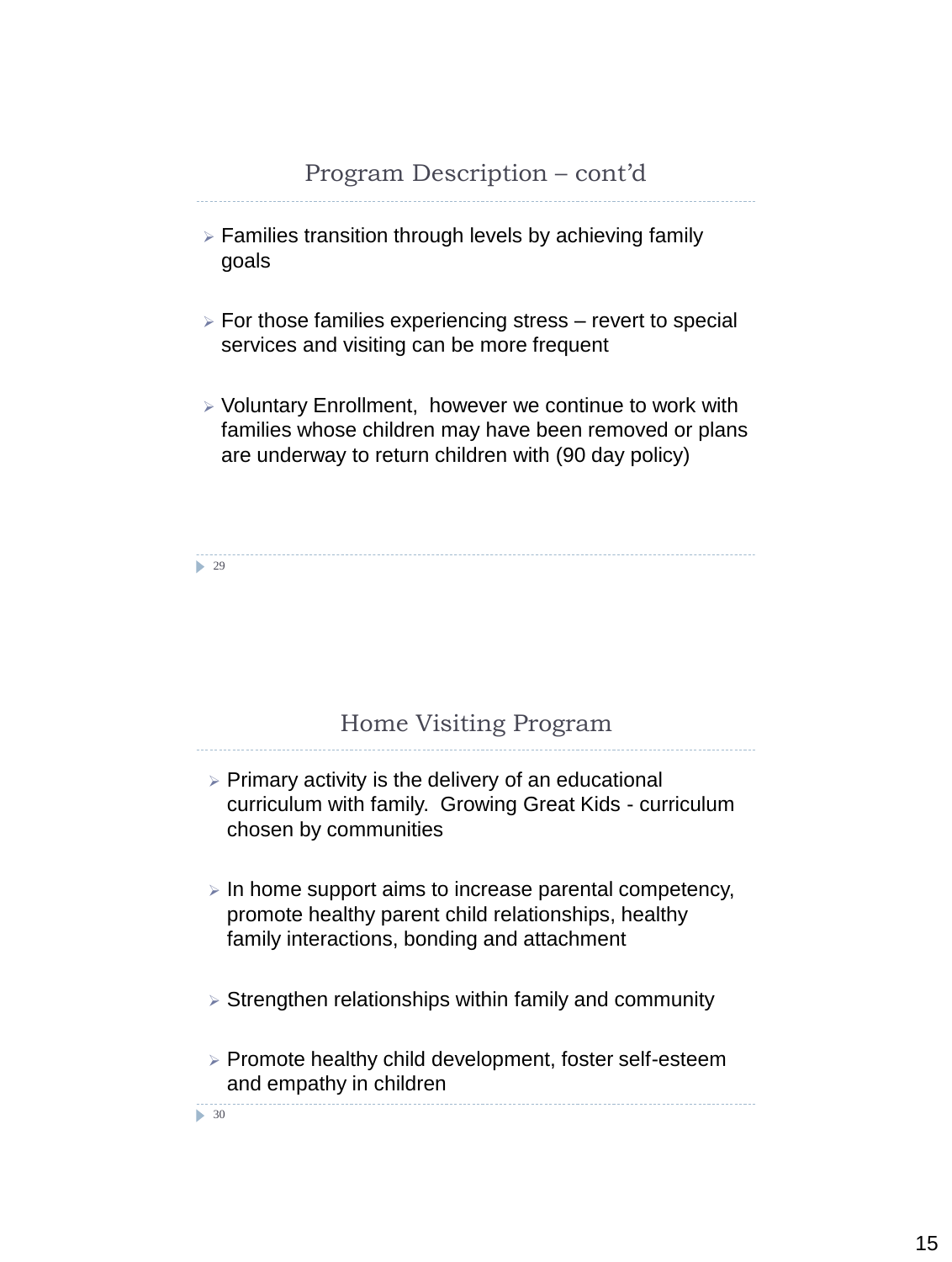## Program Description – cont'd

- Families transition through levels by achieving family goals
- For those families experiencing stress – revert to special services and visiting can be more frequent
- Voluntary Enrollment, however we continue to work with families whose children may have been removed or plans are underway to return children with (90 day policy)

## Home Visiting Program

- Primary activity is the delivery of an educational curriculum with family. Growing Great Kids - curriculum chosen by communities
- In home support aims to increase parental competency, promote healthy parent child relationships, healthy family interactions, bonding and attachment
- Strengthen relationships within family and community
- Promote healthy child development, foster self-esteem and empathy in children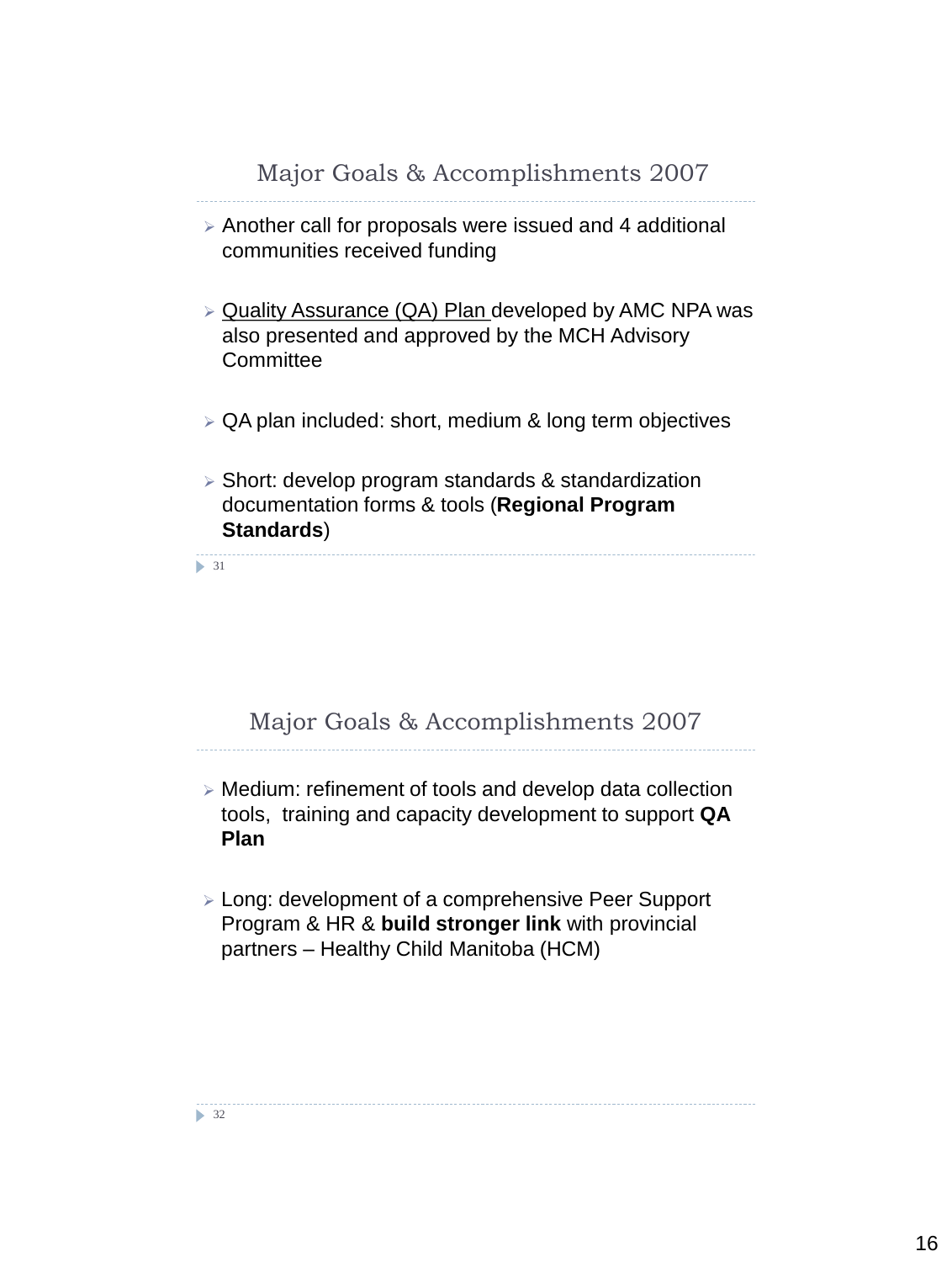## Major Goals & Accomplishments 2007

- Another call for proposals were issued and 4 additional communities received funding
- Quality Assurance (QA) Plan developed by AMC NPA was also presented and approved by the MCH Advisory Committee
- QA plan included: short, medium & long term objectives
- Short: develop program standards & standardization documentation forms & tools (**Regional Program Standards**)

## Major Goals & Accomplishments 2007

- Medium: refinement of tools and develop data collection tools, training and capacity development to support **QA Plan**
- Long: development of a comprehensive Peer Support Program & HR & **build stronger link** with provincial partners – Healthy Child Manitoba (HCM)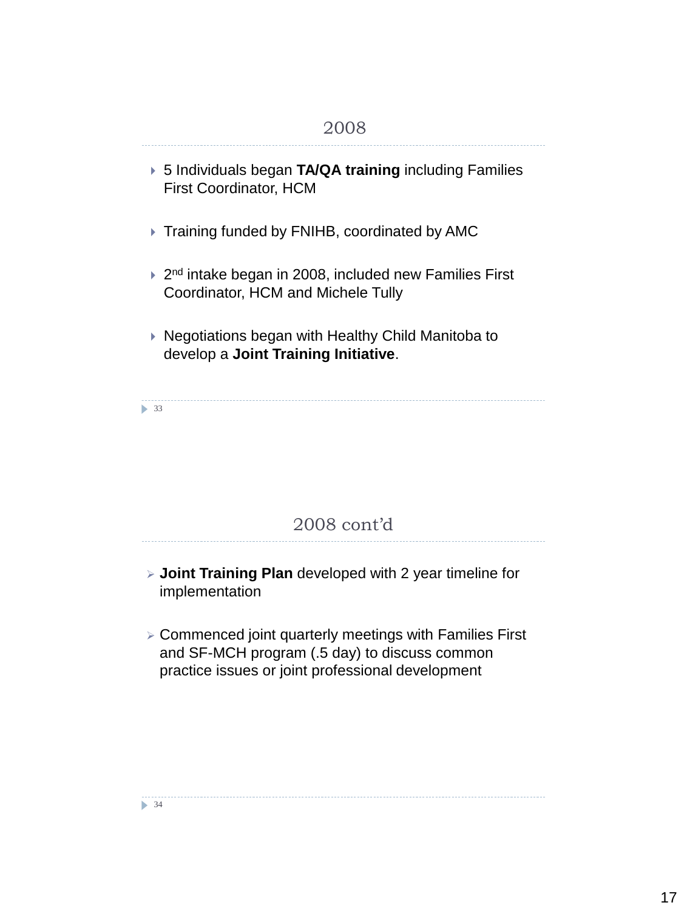## 2008

- 5 Individuals began **TA/QA training** including Families First Coordinator, HCM
- Training funded by FNIHB, coordinated by AMC
- 2nd intake began in 2008, included new Families First Coordinator, HCM and Michele Tully
- Negotiations began with Healthy Child Manitoba to develop a **Joint Training Initiative**.

## 2008 cont'd

- **Joint Training Plan** developed with 2 year timeline for implementation
- Commenced joint quarterly meetings with Families First and SF-MCH program (.5 day) to discuss common practice issues or joint professional development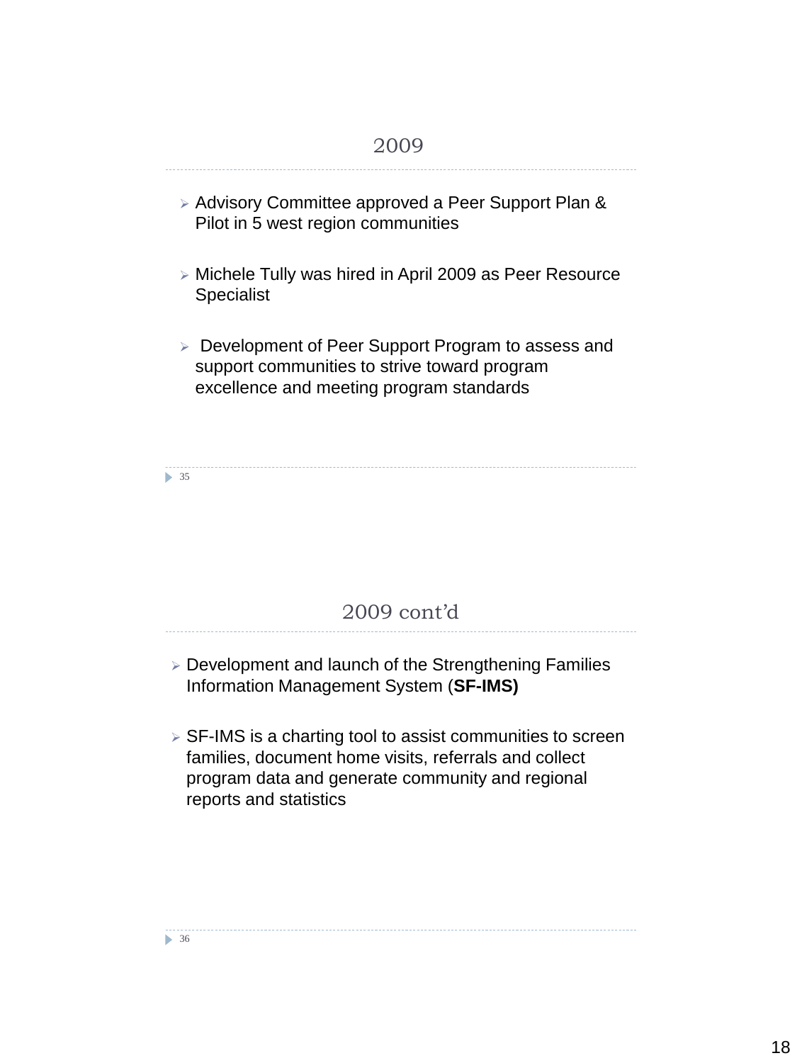## 2009

- Advisory Committee approved a Peer Support Plan & Pilot in 5 west region communities
- Michele Tully was hired in April 2009 as Peer Resource Specialist
- Development of Peer Support Program to assess and support communities to strive toward program excellence and meeting program standards

## 2009 cont'd

- Development and launch of the Strengthening Families Information Management System (**SF-IMS)**
- SF-IMS is a charting tool to assist communities to screen families, document home visits, referrals and collect program data and generate community and regional reports and statistics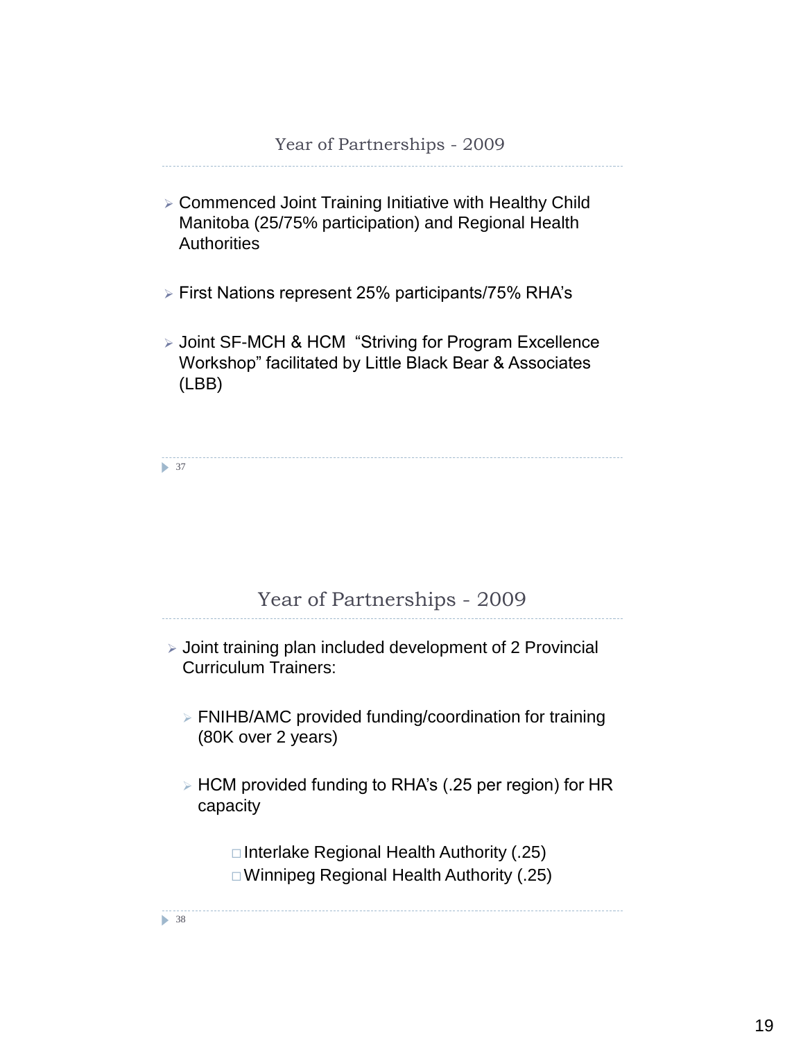## Year of Partnerships - 2009

- Commenced Joint Training Initiative with Healthy Child Manitoba (25/75% participation) and Regional Health Authorities
- First Nations represent 25% participants/75% RHA's
- Joint SF-MCH & HCM "Striving for Program Excellence Workshop" facilitated by Little Black Bear & Associates (LBB)

## Year of Partnerships - 2009

- Joint training plan included development of 2 Provincial Curriculum Trainers:
  - FNIHB/AMC provided funding/coordination for training (80K over 2 years)
  - HCM provided funding to RHA's (.25 per region) for HR capacity
    - Interlake Regional Health Authority (.25)
    - Winnipeg Regional Health Authority (.25)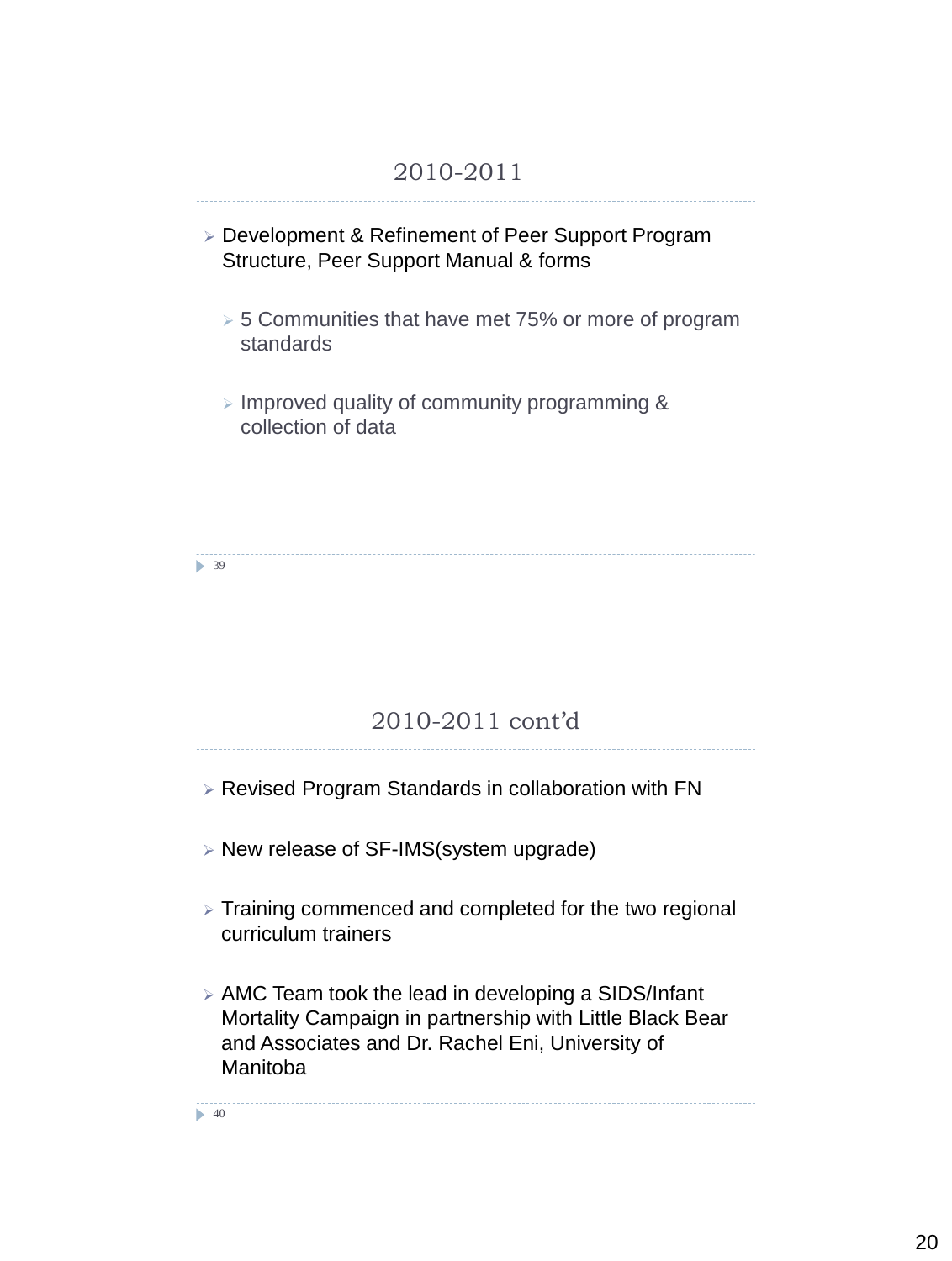## 2010-2011

- Development & Refinement of Peer Support Program Structure, Peer Support Manual & forms
  - 5 Communities that have met 75% or more of program standards
  - Improved quality of community programming & collection of data

## 2010-2011 cont'd

- Revised Program Standards in collaboration with FN
- New release of SF-IMS(system upgrade)
- Training commenced and completed for the two regional curriculum trainers
- AMC Team took the lead in developing a SIDS/Infant Mortality Campaign in partnership with Little Black Bear and Associates and Dr. Rachel Eni, University of Manitoba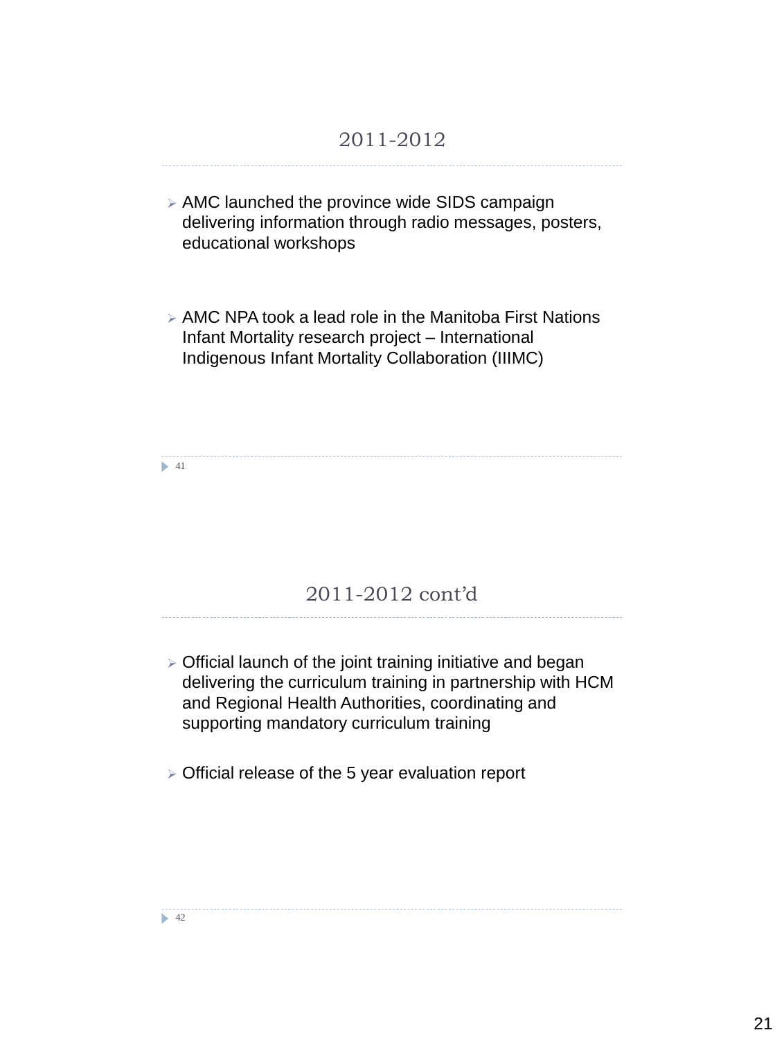## 2011-2012

- AMC launched the province wide SIDS campaign delivering information through radio messages, posters, educational workshops

- AMC NPA took a lead role in the Manitoba First Nations Infant Mortality research project – International Indigenous Infant Mortality Collaboration (IIIMC)

## 2011-2012 cont'd

- Official launch of the joint training initiative and began delivering the curriculum training in partnership with HCM and Regional Health Authorities, coordinating and supporting mandatory curriculum training

- Official release of the 5 year evaluation report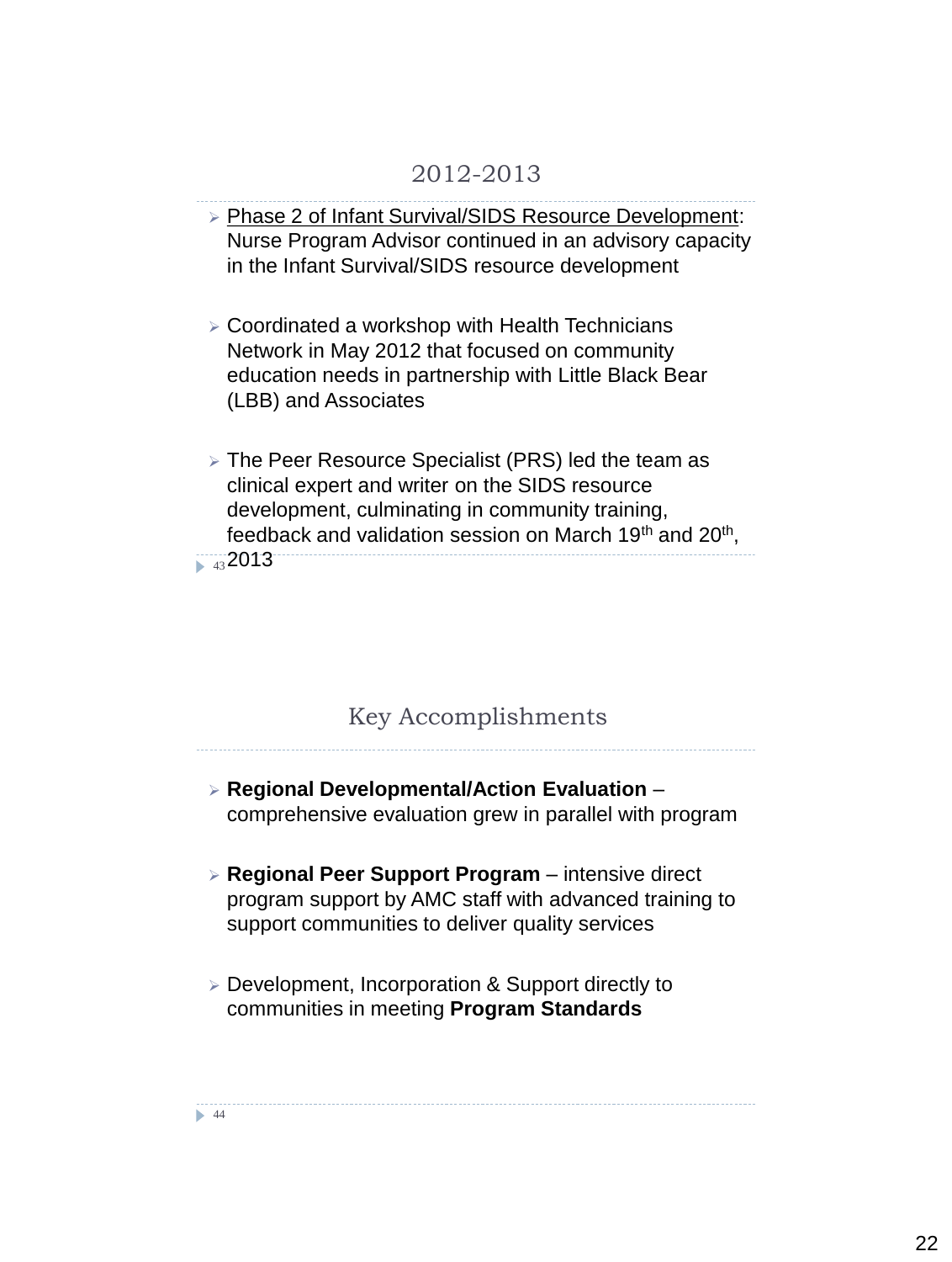## 2012-2013

- Phase 2 of Infant Survival/SIDS Resource Development: Nurse Program Advisor continued in an advisory capacity in the Infant Survival/SIDS resource development

- Coordinated a workshop with Health Technicians Network in May 2012 that focused on community education needs in partnership with Little Black Bear (LBB) and Associates

- The Peer Resource Specialist (PRS) led the team as clinical expert and writer on the SIDS resource development, culminating in community training, feedback and validation session on March 19th and 20th, 2013

## Key Accomplishments

- **Regional Developmental/Action Evaluation** – comprehensive evaluation grew in parallel with program

- **Regional Peer Support Program** – intensive direct program support by AMC staff with advanced training to support communities to deliver quality services

- Development, Incorporation & Support directly to communities in meeting **Program Standards**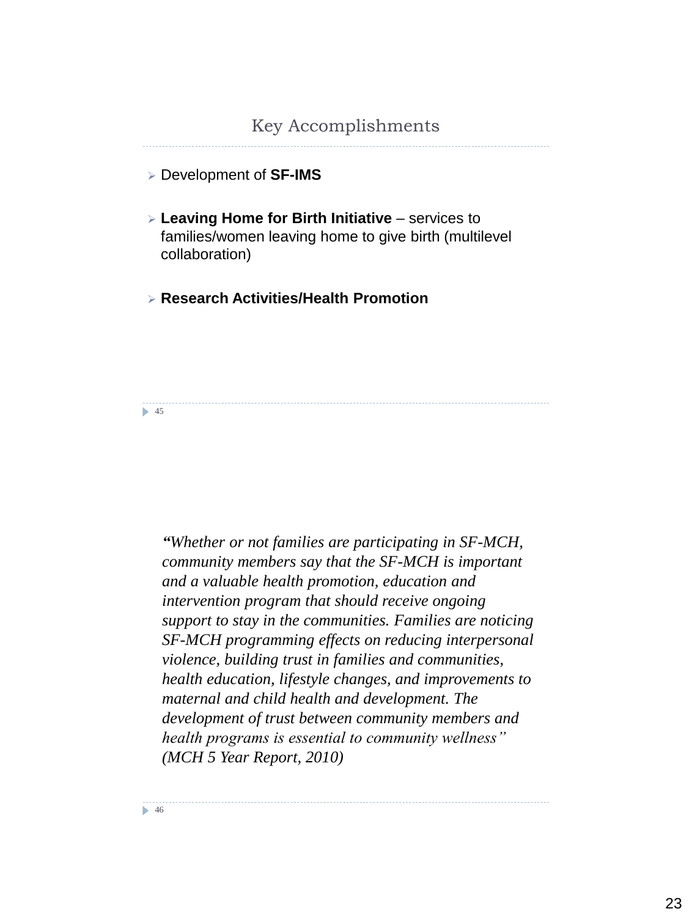## Key Accomplishments

- Development of **SF-IMS**
- **Leaving Home for Birth Initiative** – services to families/women leaving home to give birth (multilevel collaboration)
- **Research Activities/Health Promotion**

*"Whether or not families are participating in SF-MCH, community members say that the SF-MCH is important and a valuable health promotion, education and intervention program that should receive ongoing support to stay in the communities. Families are noticing SF-MCH programming effects on reducing interpersonal violence, building trust in families and communities, health education, lifestyle changes, and improvements to maternal and child health and development. The development of trust between community members and health programs is essential to community wellness" (MCH 5 Year Report, 2010)*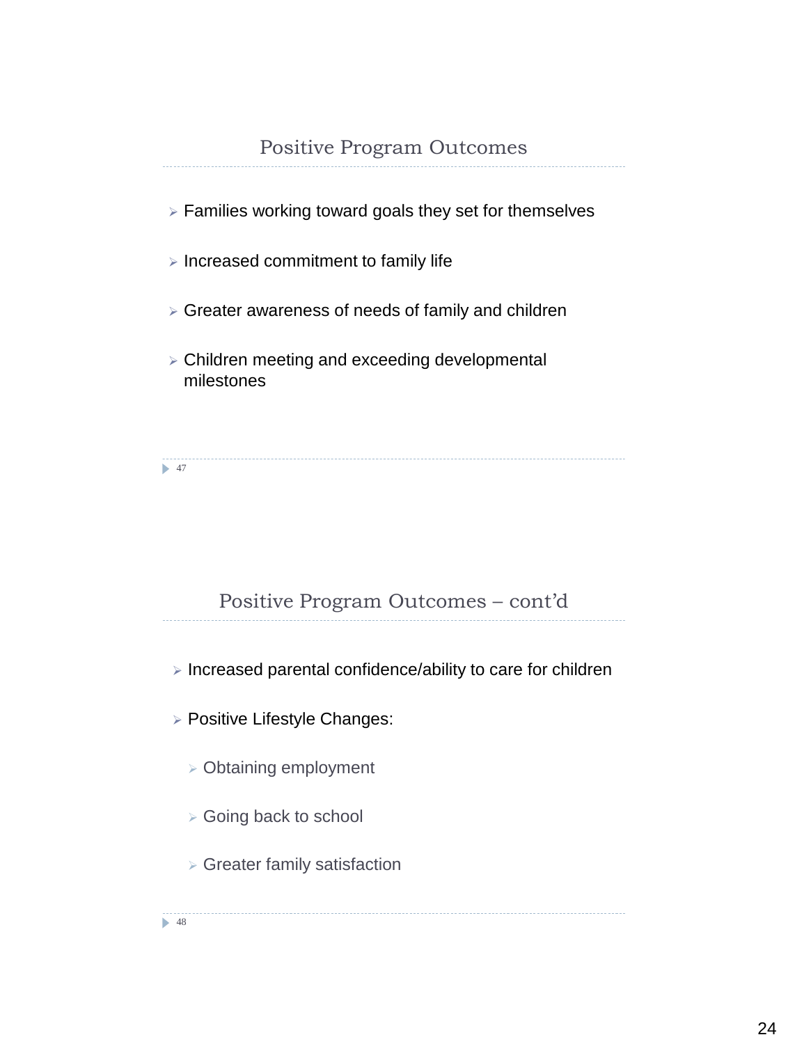## Positive Program Outcomes

- Families working toward goals they set for themselves
- Increased commitment to family life
- Greater awareness of needs of family and children
- Children meeting and exceeding developmental milestones

## Positive Program Outcomes – cont'd

- Increased parental confidence/ability to care for children
- Positive Lifestyle Changes:
  - Obtaining employment
  - Going back to school
  - Greater family satisfaction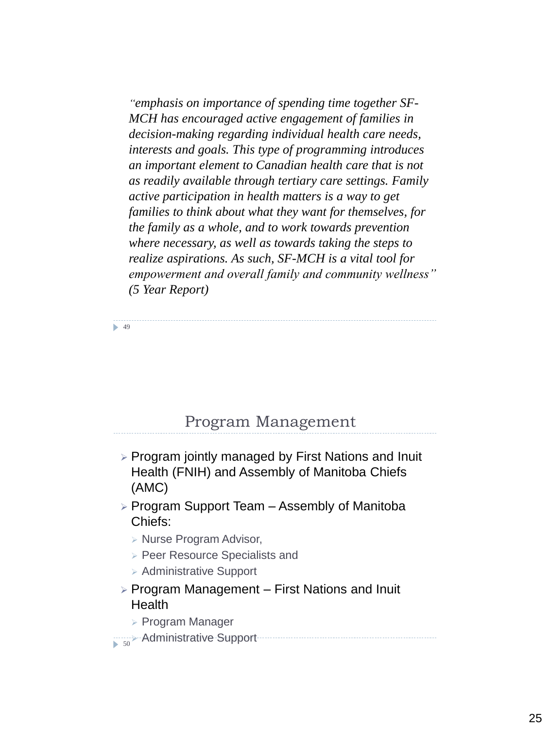*"emphasis on importance of spending time together SF-MCH has encouraged active engagement of families in decision-making regarding individual health care needs, interests and goals. This type of programming introduces an important element to Canadian health care that is not as readily available through tertiary care settings. Family active participation in health matters is a way to get families to think about what they want for themselves, for the family as a whole, and to work towards prevention where necessary, as well as towards taking the steps to realize aspirations. As such, SF-MCH is a vital tool for empowerment and overall family and community wellness" (5 Year Report)*

## Program Management

- Program jointly managed by First Nations and Inuit Health (FNIH) and Assembly of Manitoba Chiefs (AMC)
- Program Support Team – Assembly of Manitoba Chiefs:
  - Nurse Program Advisor,
  - Peer Resource Specialists and
  - Administrative Support
- Program Management – First Nations and Inuit Health
  - Program Manager
  - Administrative Support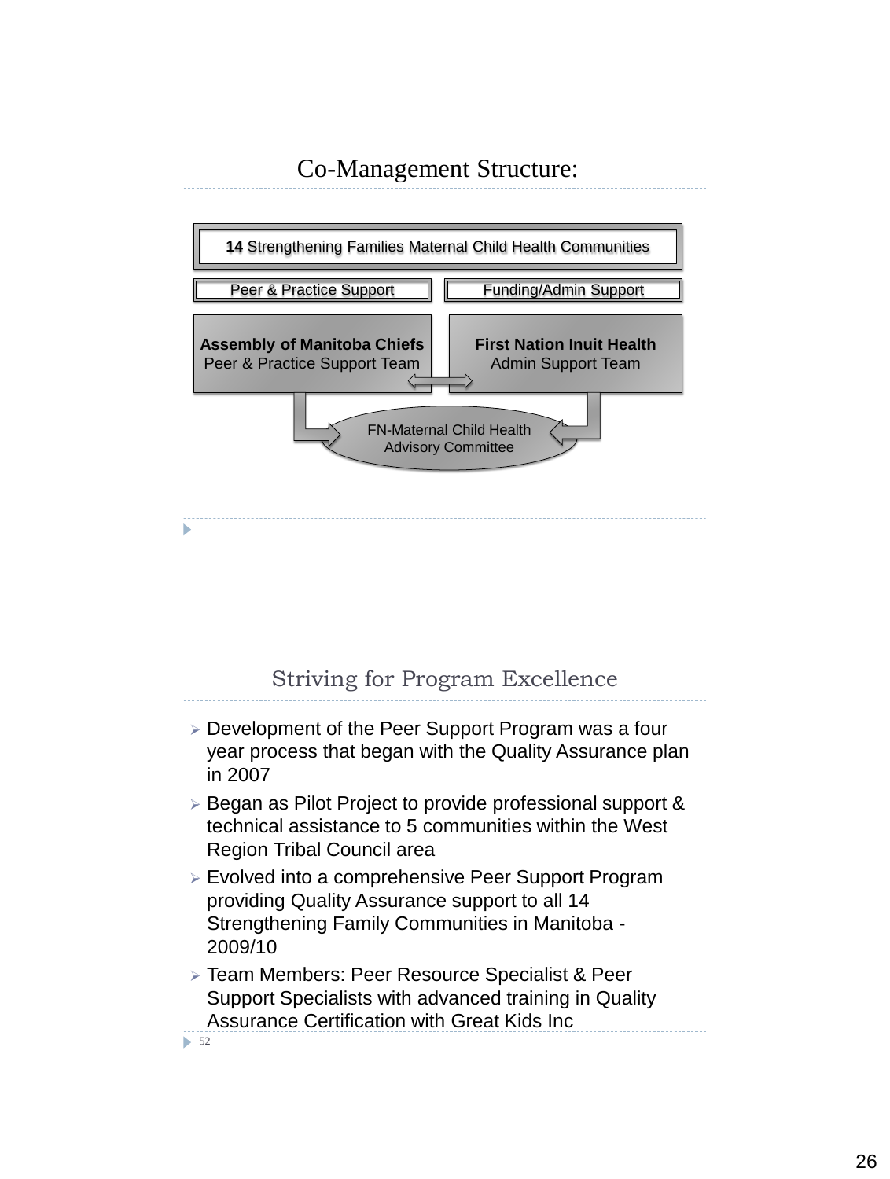## Co-Management Structure:

**14** Strengthening Families Maternal Child Health Communities

Peer & Practice Support

Funding/Admin Support

**Assembly of Manitoba Chiefs**
Peer & Practice Support Team

**First Nation Inuit Health**
Admin Support Team

FN-Maternal Child Health Advisory Committee

## Striving for Program Excellence

- Development of the Peer Support Program was a four year process that began with the Quality Assurance plan in 2007
- Began as Pilot Project to provide professional support & technical assistance to 5 communities within the West Region Tribal Council area
- Evolved into a comprehensive Peer Support Program providing Quality Assurance support to all 14 Strengthening Family Communities in Manitoba - 2009/10
- Team Members: Peer Resource Specialist & Peer Support Specialists with advanced training in Quality Assurance Certification with Great Kids Inc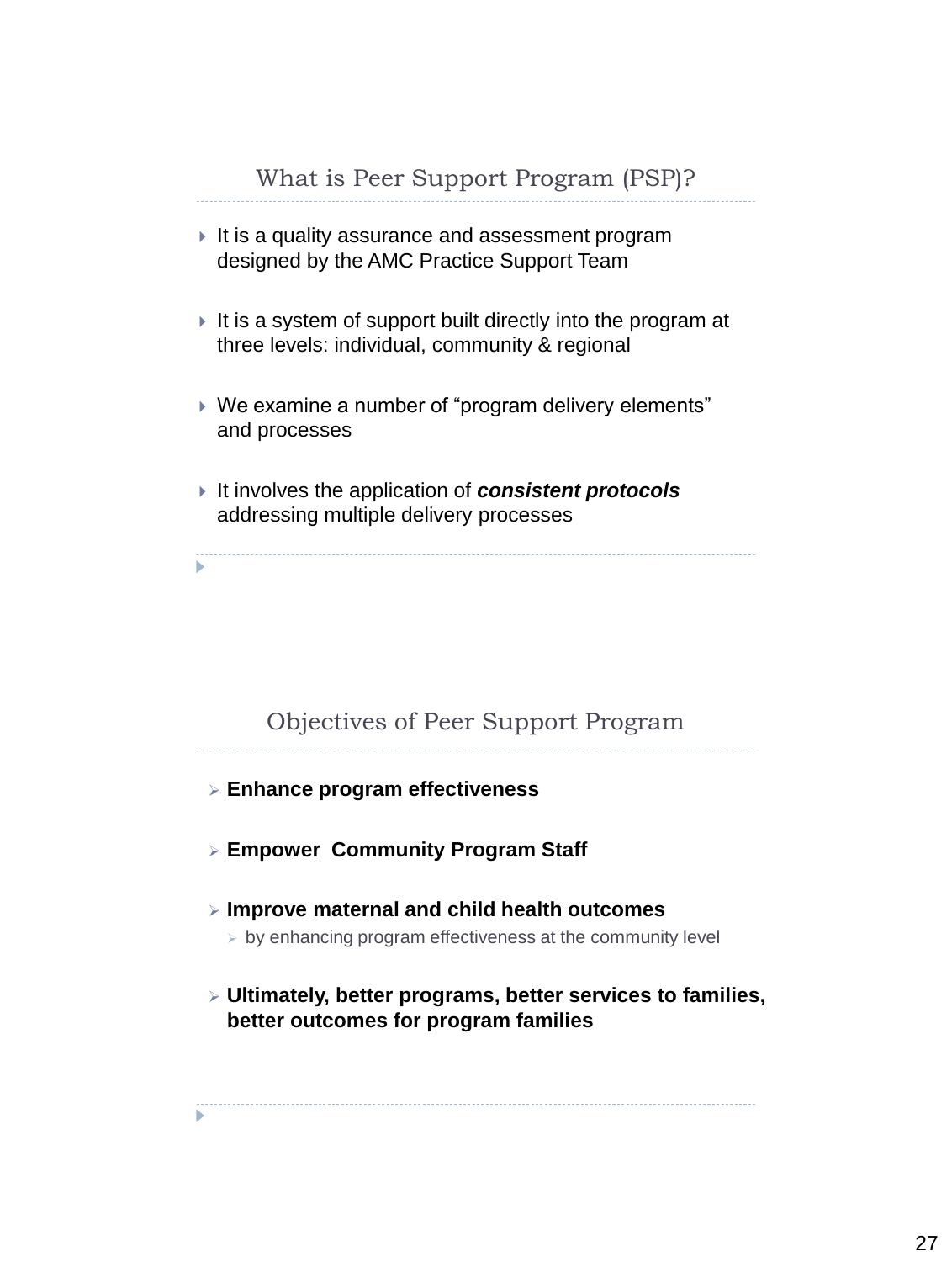## What is Peer Support Program (PSP)?

- It is a quality assurance and assessment program designed by the AMC Practice Support Team
- It is a system of support built directly into the program at three levels: individual, community & regional
- We examine a number of “program delivery elements” and processes
- It involves the application of ***consistent protocols*** addressing multiple delivery processes

## Objectives of Peer Support Program

- **Enhance program effectiveness**
- **Empower Community Program Staff**
- **Improve maternal and child health outcomes**
  - by enhancing program effectiveness at the community level
- **Ultimately, better programs, better services to families, better outcomes for program families**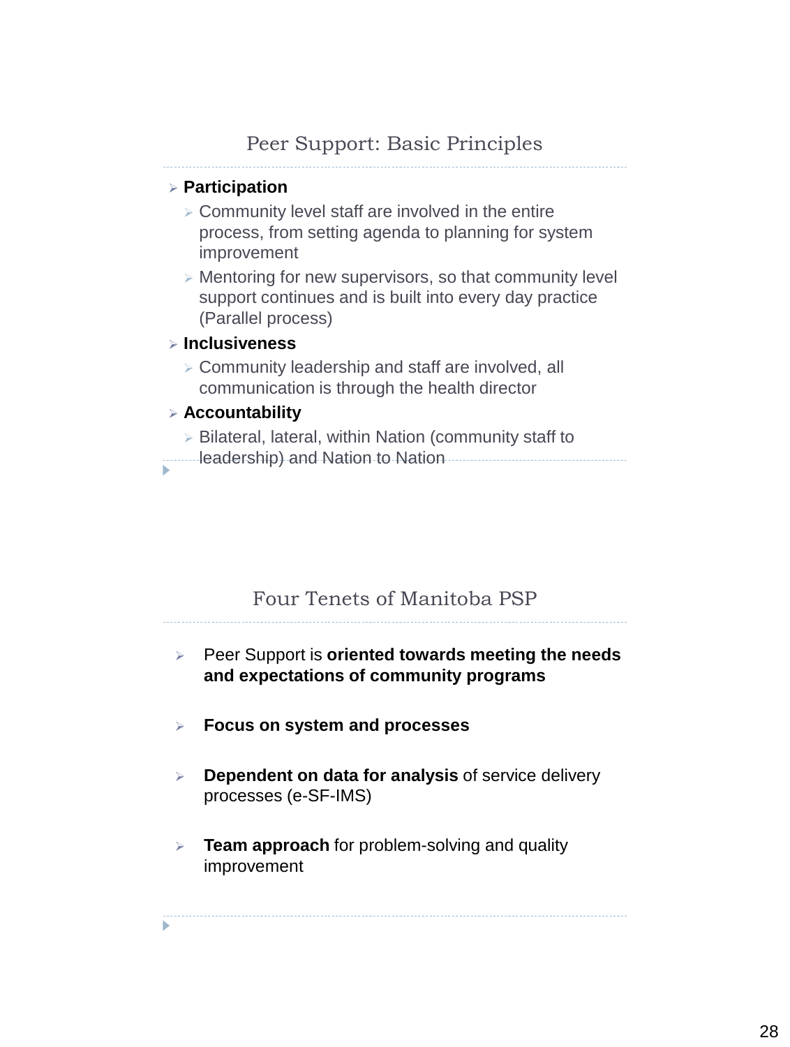## Peer Support: Basic Principles

- **Participation**
  - Community level staff are involved in the entire process, from setting agenda to planning for system improvement
  - Mentoring for new supervisors, so that community level support continues and is built into every day practice (Parallel process)
- **Inclusiveness**
  - Community leadership and staff are involved, all communication is through the health director
- **Accountability**
  - Bilateral, lateral, within Nation (community staff to leadership) and Nation to Nation

## Four Tenets of Manitoba PSP

- Peer Support is **oriented towards meeting the needs and expectations of community programs**
- **Focus on system and processes**
- **Dependent on data for analysis** of service delivery processes (e-SF-IMS)
- **Team approach** for problem-solving and quality improvement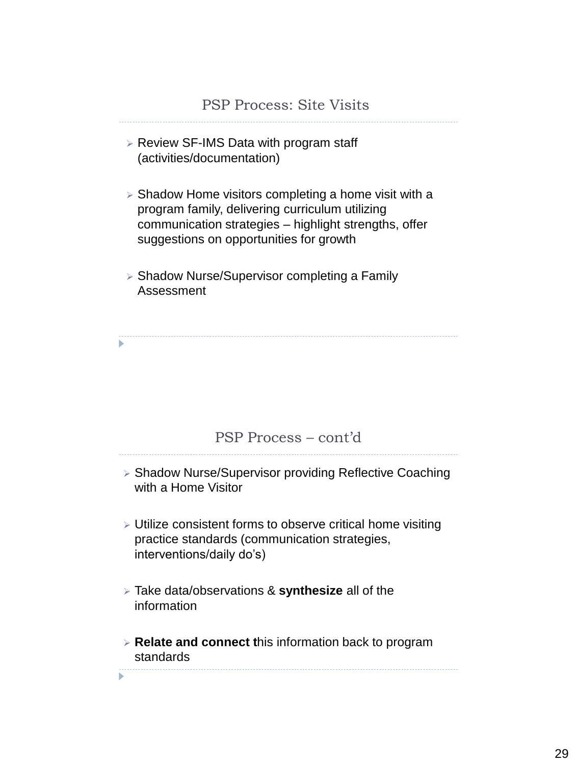## PSP Process: Site Visits

- Review SF-IMS Data with program staff (activities/documentation)
- Shadow Home visitors completing a home visit with a program family, delivering curriculum utilizing communication strategies – highlight strengths, offer suggestions on opportunities for growth
- Shadow Nurse/Supervisor completing a Family Assessment

## PSP Process – cont'd

- Shadow Nurse/Supervisor providing Reflective Coaching with a Home Visitor
- Utilize consistent forms to observe critical home visiting practice standards (communication strategies, interventions/daily do's)
- Take data/observations & **synthesize** all of the information
- **Relate and connect t**his information back to program standards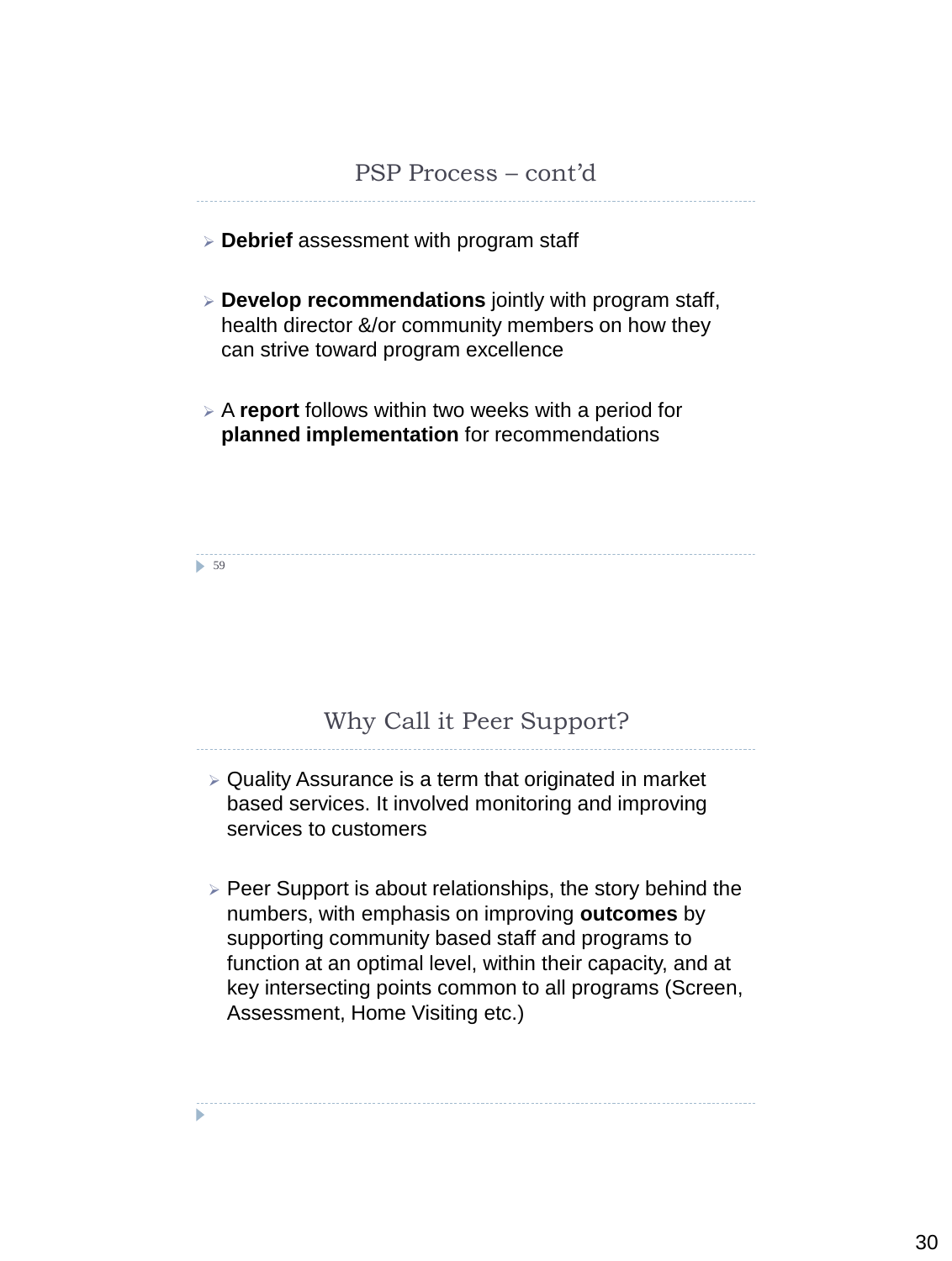## PSP Process – cont'd

- **Debrief** assessment with program staff
- **Develop recommendations** jointly with program staff, health director &/or community members on how they can strive toward program excellence
- A **report** follows within two weeks with a period for **planned implementation** for recommendations

## Why Call it Peer Support?

- Quality Assurance is a term that originated in market based services. It involved monitoring and improving services to customers
- Peer Support is about relationships, the story behind the numbers, with emphasis on improving **outcomes** by supporting community based staff and programs to function at an optimal level, within their capacity, and at key intersecting points common to all programs (Screen, Assessment, Home Visiting etc.)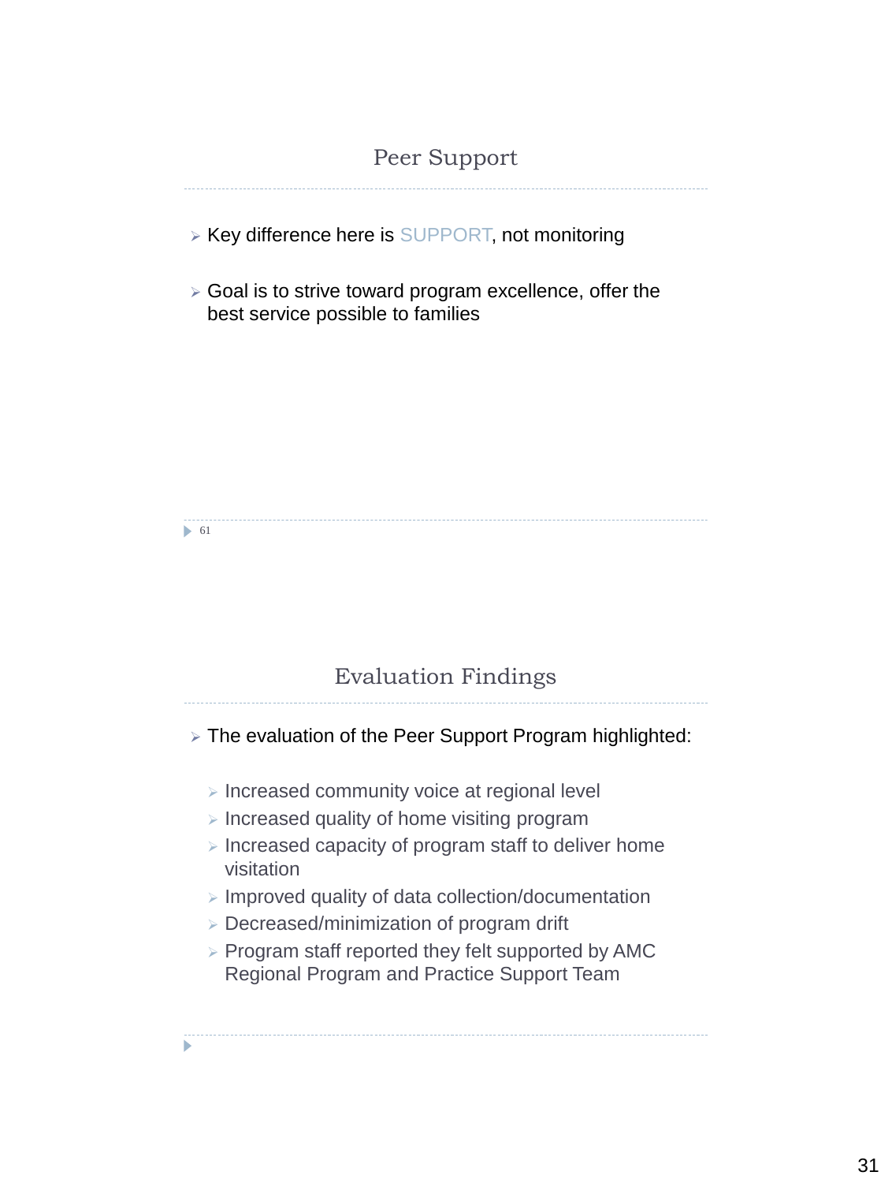## Peer Support

- Key difference here is SUPPORT, not monitoring
- Goal is to strive toward program excellence, offer the best service possible to families

## Evaluation Findings

- The evaluation of the Peer Support Program highlighted:
  - Increased community voice at regional level
  - Increased quality of home visiting program
  - Increased capacity of program staff to deliver home visitation
  - Improved quality of data collection/documentation
  - Decreased/minimization of program drift
  - Program staff reported they felt supported by AMC Regional Program and Practice Support Team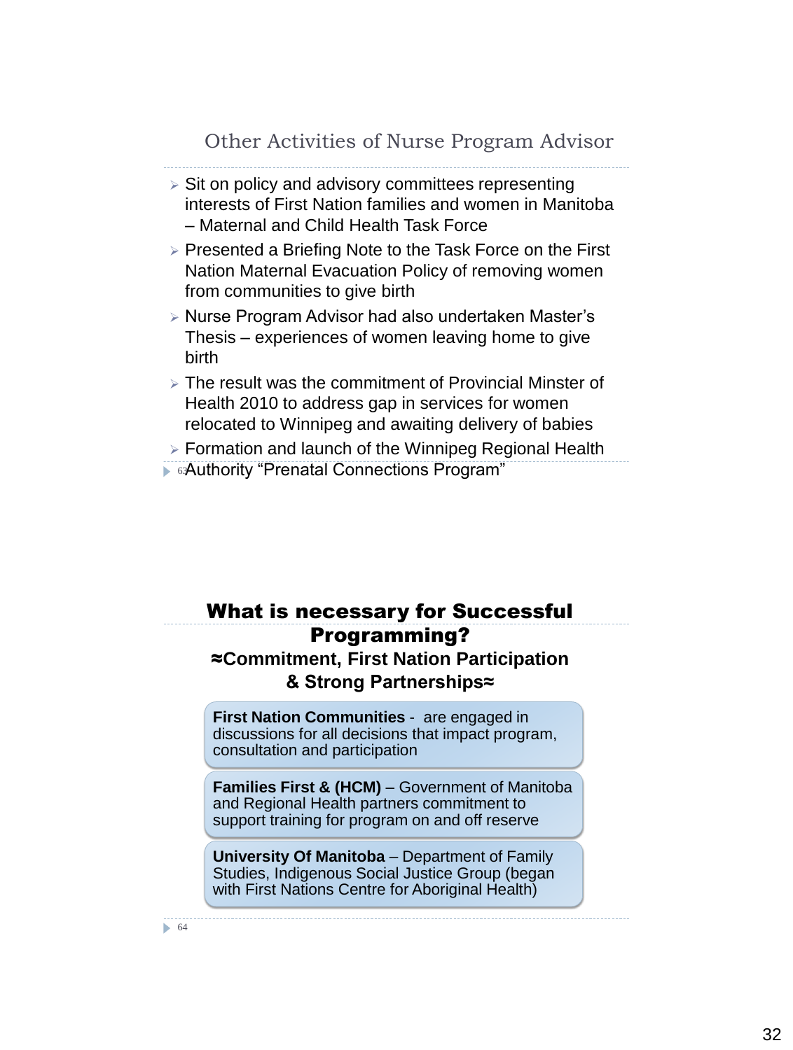## Other Activities of Nurse Program Advisor

- Sit on policy and advisory committees representing interests of First Nation families and women in Manitoba – Maternal and Child Health Task Force
- Presented a Briefing Note to the Task Force on the First Nation Maternal Evacuation Policy of removing women from communities to give birth
- Nurse Program Advisor had also undertaken Master's Thesis – experiences of women leaving home to give birth
- The result was the commitment of Provincial Minster of Health 2010 to address gap in services for women relocated to Winnipeg and awaiting delivery of babies
- Formation and launch of the Winnipeg Regional Health Authority "Prenatal Connections Program"

63

## What is necessary for Successful Programming?

### ≈Commitment, First Nation Participation & Strong Partnerships≈

**First Nation Communities** - are engaged in discussions for all decisions that impact program, consultation and participation

**Families First & (HCM)** – Government of Manitoba and Regional Health partners commitment to support training for program on and off reserve

**University Of Manitoba** – Department of Family Studies, Indigenous Social Justice Group (began with First Nations Centre for Aboriginal Health)

64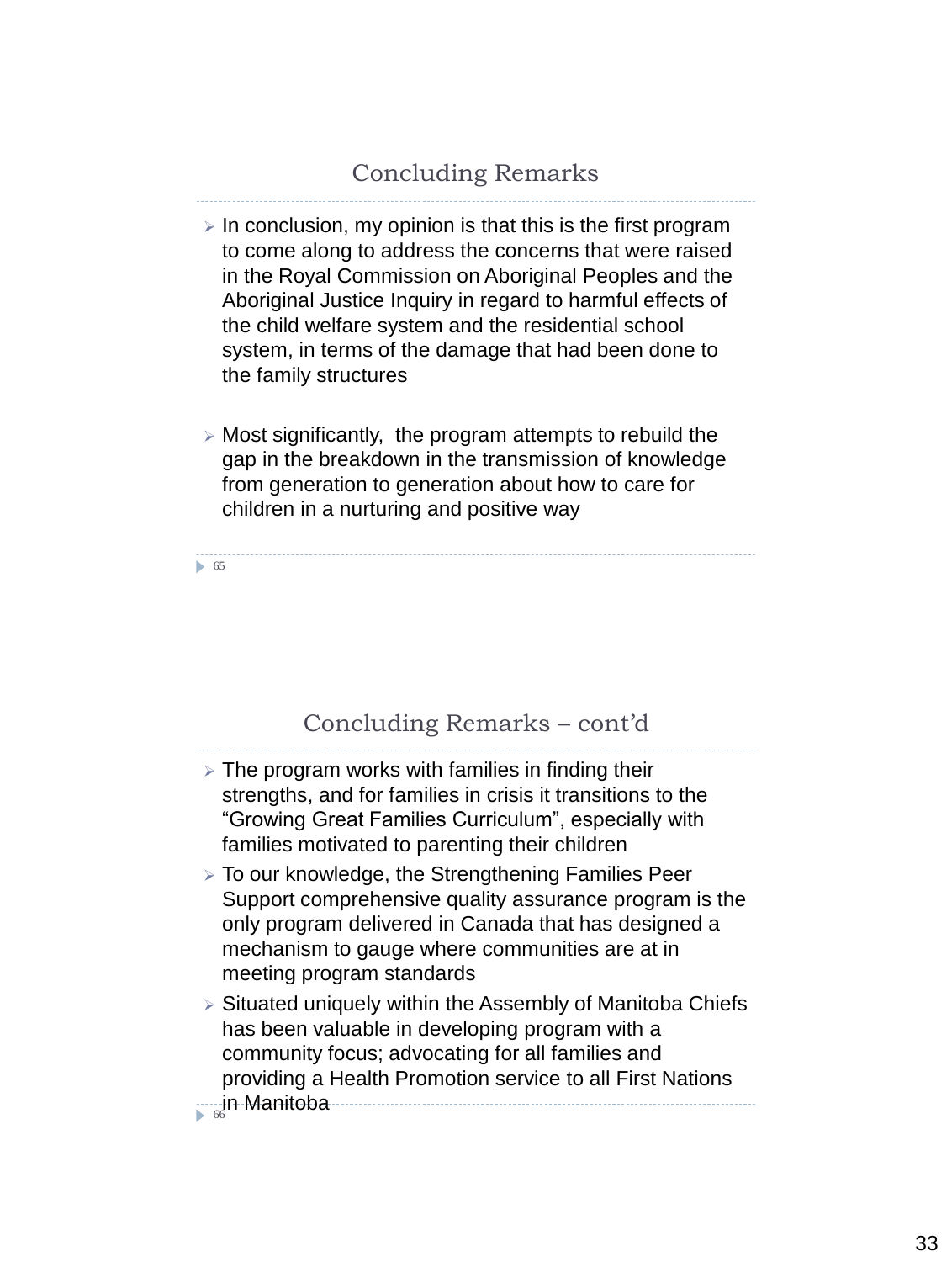## Concluding Remarks

- In conclusion, my opinion is that this is the first program to come along to address the concerns that were raised in the Royal Commission on Aboriginal Peoples and the Aboriginal Justice Inquiry in regard to harmful effects of the child welfare system and the residential school system, in terms of the damage that had been done to the family structures

- Most significantly, the program attempts to rebuild the gap in the breakdown in the transmission of knowledge from generation to generation about how to care for children in a nurturing and positive way

## Concluding Remarks – cont'd

- The program works with families in finding their strengths, and for families in crisis it transitions to the "Growing Great Families Curriculum", especially with families motivated to parenting their children
- To our knowledge, the Strengthening Families Peer Support comprehensive quality assurance program is the only program delivered in Canada that has designed a mechanism to gauge where communities are at in meeting program standards
- Situated uniquely within the Assembly of Manitoba Chiefs has been valuable in developing program with a community focus; advocating for all families and providing a Health Promotion service to all First Nations in Manitoba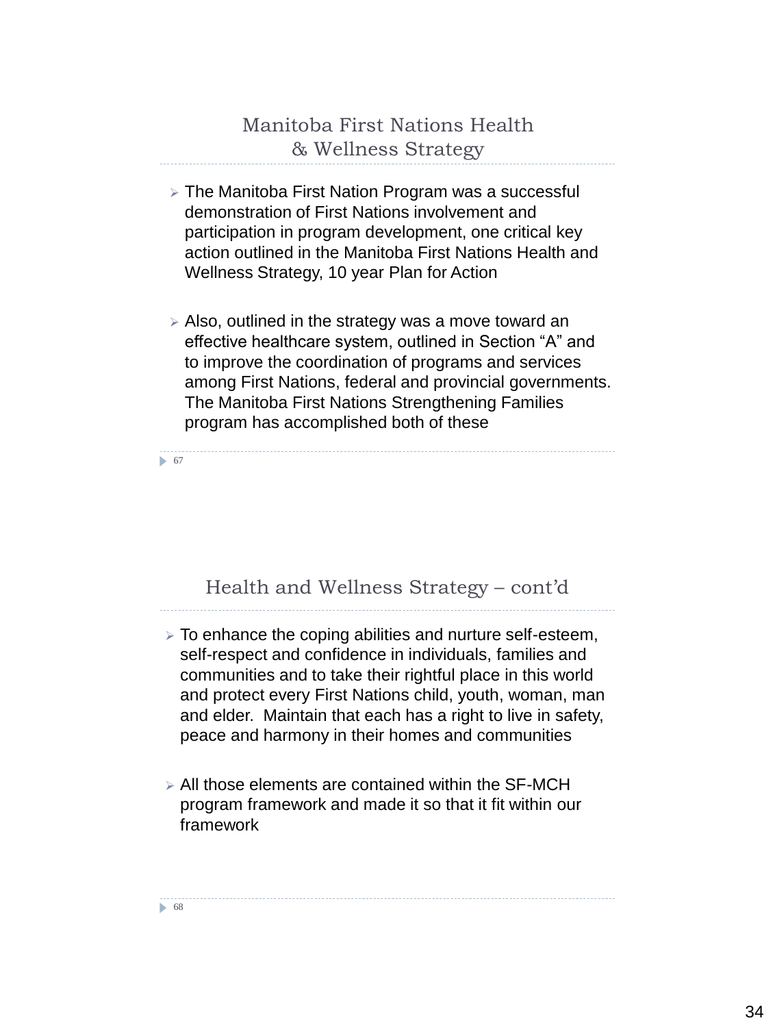## Manitoba First Nations Health & Wellness Strategy

- The Manitoba First Nation Program was a successful demonstration of First Nations involvement and participation in program development, one critical key action outlined in the Manitoba First Nations Health and Wellness Strategy, 10 year Plan for Action
- Also, outlined in the strategy was a move toward an effective healthcare system, outlined in Section "A" and to improve the coordination of programs and services among First Nations, federal and provincial governments. The Manitoba First Nations Strengthening Families program has accomplished both of these

67

## Health and Wellness Strategy – cont'd

- To enhance the coping abilities and nurture self-esteem, self-respect and confidence in individuals, families and communities and to take their rightful place in this world and protect every First Nations child, youth, woman, man and elder. Maintain that each has a right to live in safety, peace and harmony in their homes and communities
- All those elements are contained within the SF-MCH program framework and made it so that it fit within our framework

68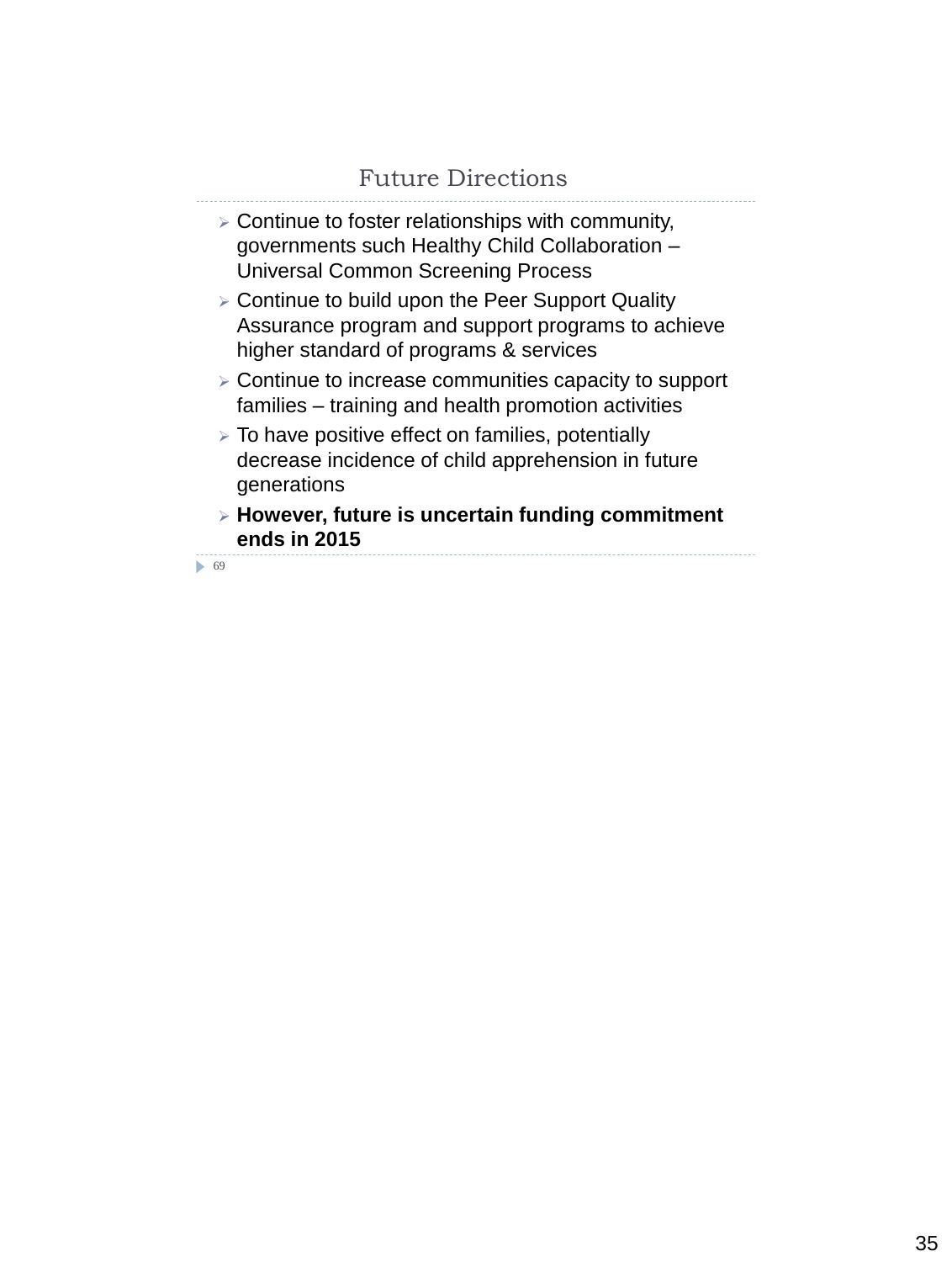## Future Directions

- Continue to foster relationships with community, governments such Healthy Child Collaboration – Universal Common Screening Process
- Continue to build upon the Peer Support Quality Assurance program and support programs to achieve higher standard of programs & services
- Continue to increase communities capacity to support families – training and health promotion activities
- To have positive effect on families, potentially decrease incidence of child apprehension in future generations
- **However, future is uncertain funding commitment ends in 2015**